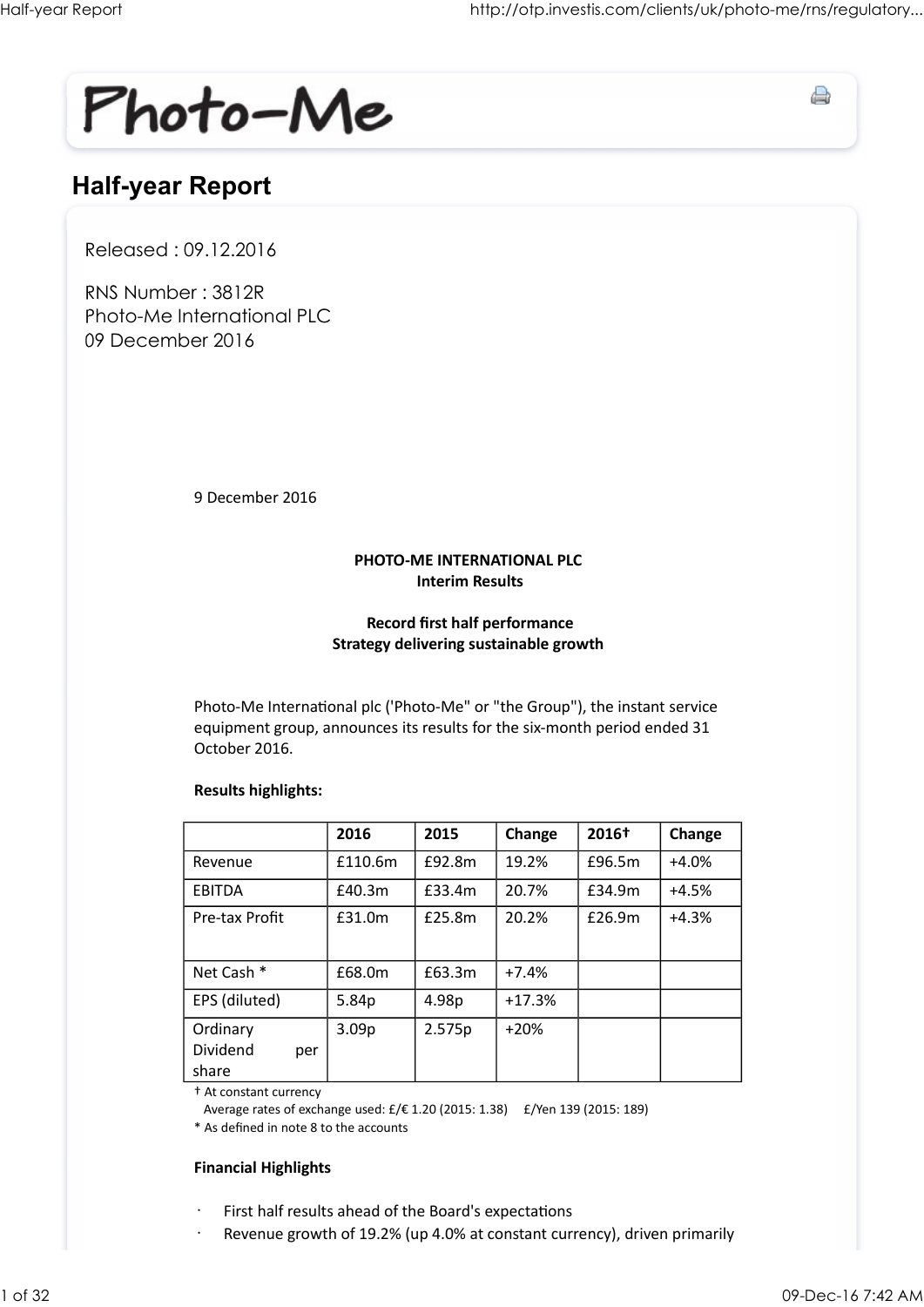# Photo-Me

## Half-year Report

Released : 09.12.2016

RNS Number : 3812R
Photo-Me International PLC
09 December 2016

9 December 2016

**PHOTO-ME INTERNATIONAL PLC**
**Interim Results**

**Record first half performance**
**Strategy delivering sustainable growth**

Photo-Me International plc ('Photo-Me" or "the Group"), the instant service equipment group, announces its results for the six-month period ended 31 October 2016.

**Results highlights:**

| | 2016 | 2015 | Change | 2016† | Change |
|---|---|---|---|---|---|
| Revenue | £110.6m | £92.8m | 19.2% | £96.5m | +4.0% |
| EBITDA | £40.3m | £33.4m | 20.7% | £34.9m | +4.5% |
| Pre-tax Profit | £31.0m | £25.8m | 20.2% | £26.9m | +4.3% |
| Net Cash * | £68.0m | £63.3m | +7.4% | | |
| EPS (diluted) | 5.84p | 4.98p | +17.3% | | |
| Ordinary Dividend per share | 3.09p | 2.575p | +20% | | |

† At constant currency
Average rates of exchange used: £/€ 1.20 (2015: 1.38) £/Yen 139 (2015: 189)
* As defined in note 8 to the accounts

**Financial Highlights**

- First half results ahead of the Board's expectations
- Revenue growth of 19.2% (up 4.0% at constant currency), driven primarily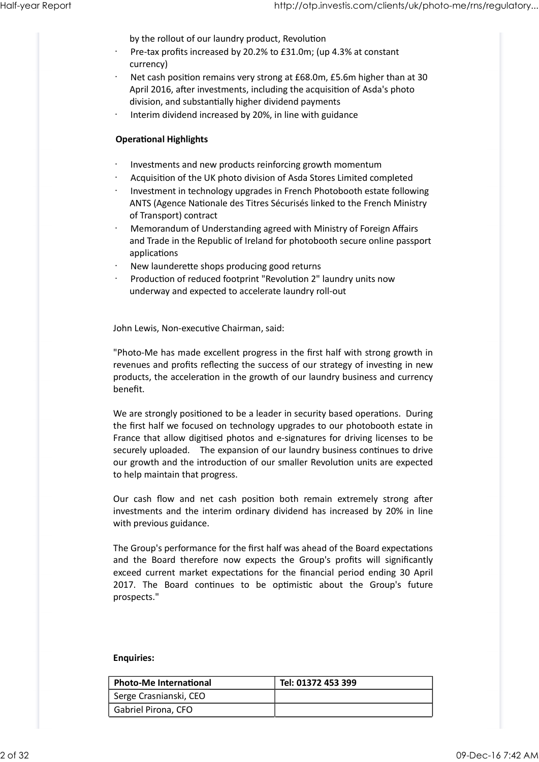by the rollout of our laundry product, Revolution

- Pre-tax profits increased by 20.2% to £31.0m; (up 4.3% at constant currency)
- Net cash position remains very strong at £68.0m, £5.6m higher than at 30 April 2016, after investments, including the acquisition of Asda's photo division, and substantially higher dividend payments
- Interim dividend increased by 20%, in line with guidance

**Operational Highlights**

- Investments and new products reinforcing growth momentum
- Acquisition of the UK photo division of Asda Stores Limited completed
- Investment in technology upgrades in French Photobooth estate following ANTS (Agence Nationale des Titres Sécurisés linked to the French Ministry of Transport) contract
- Memorandum of Understanding agreed with Ministry of Foreign Affairs and Trade in the Republic of Ireland for photobooth secure online passport applications
- New launderette shops producing good returns
- Production of reduced footprint "Revolution 2" laundry units now underway and expected to accelerate laundry roll-out

John Lewis, Non-executive Chairman, said:

"Photo-Me has made excellent progress in the first half with strong growth in revenues and profits reflecting the success of our strategy of investing in new products, the acceleration in the growth of our laundry business and currency benefit.

We are strongly positioned to be a leader in security based operations. During the first half we focused on technology upgrades to our photobooth estate in France that allow digitised photos and e-signatures for driving licenses to be securely uploaded. The expansion of our laundry business continues to drive our growth and the introduction of our smaller Revolution units are expected to help maintain that progress.

Our cash flow and net cash position both remain extremely strong after investments and the interim ordinary dividend has increased by 20% in line with previous guidance.

The Group's performance for the first half was ahead of the Board expectations and the Board therefore now expects the Group's profits will significantly exceed current market expectations for the financial period ending 30 April 2017. The Board continues to be optimistic about the Group's future prospects."

**Enquiries:**

| **Photo-Me International** | **Tel: 01372 453 399** |
| --- | --- |
| Serge Crasnianski, CEO | |
| Gabriel Pirona, CFO | |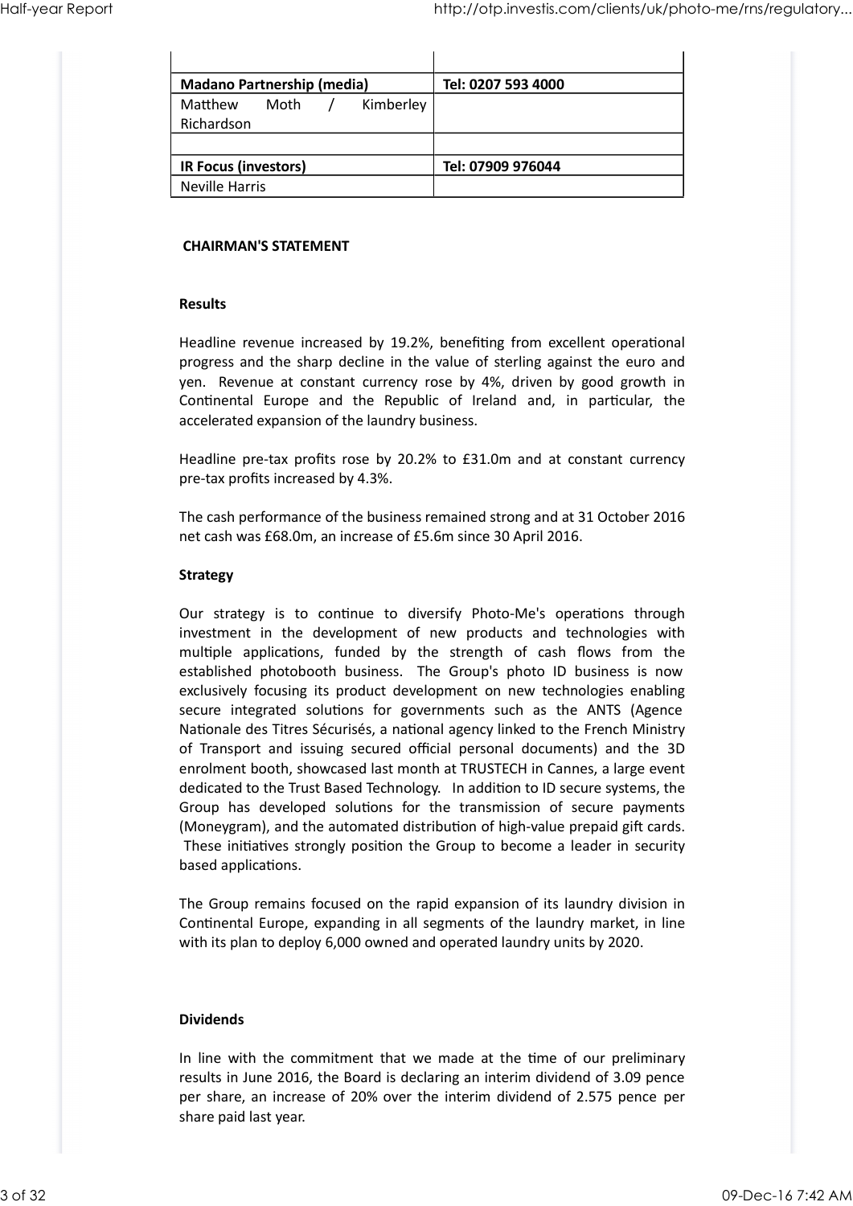| | |
|---|---|
| | |
| **Madano Partnership (media)** | **Tel: 0207 593 4000** |
| Matthew Moth / Kimberley Richardson | |
| | |
| **IR Focus (investors)** | **Tel: 07909 976044** |
| Neville Harris | |

**CHAIRMAN'S STATEMENT**

**Results**

Headline revenue increased by 19.2%, benefiting from excellent operational progress and the sharp decline in the value of sterling against the euro and yen. Revenue at constant currency rose by 4%, driven by good growth in Continental Europe and the Republic of Ireland and, in particular, the accelerated expansion of the laundry business.

Headline pre-tax profits rose by 20.2% to £31.0m and at constant currency pre-tax profits increased by 4.3%.

The cash performance of the business remained strong and at 31 October 2016 net cash was £68.0m, an increase of £5.6m since 30 April 2016.

**Strategy**

Our strategy is to continue to diversify Photo-Me's operations through investment in the development of new products and technologies with multiple applications, funded by the strength of cash flows from the established photobooth business. The Group's photo ID business is now exclusively focusing its product development on new technologies enabling secure integrated solutions for governments such as the ANTS (Agence Nationale des Titres Sécurisés, a national agency linked to the French Ministry of Transport and issuing secured official personal documents) and the 3D enrolment booth, showcased last month at TRUSTECH in Cannes, a large event dedicated to the Trust Based Technology. In addition to ID secure systems, the Group has developed solutions for the transmission of secure payments (Moneygram), and the automated distribution of high-value prepaid gift cards. These initiatives strongly position the Group to become a leader in security based applications.

The Group remains focused on the rapid expansion of its laundry division in Continental Europe, expanding in all segments of the laundry market, in line with its plan to deploy 6,000 owned and operated laundry units by 2020.

**Dividends**

In line with the commitment that we made at the time of our preliminary results in June 2016, the Board is declaring an interim dividend of 3.09 pence per share, an increase of 20% over the interim dividend of 2.575 pence per share paid last year.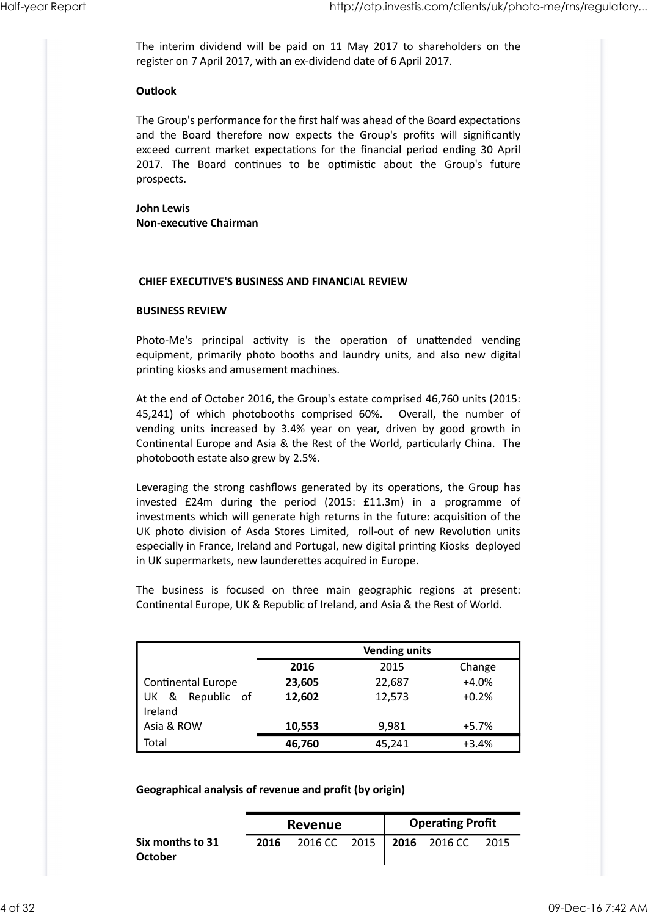The interim dividend will be paid on 11 May 2017 to shareholders on the register on 7 April 2017, with an ex-dividend date of 6 April 2017.

**Outlook**

The Group's performance for the first half was ahead of the Board expectations and the Board therefore now expects the Group's profits will significantly exceed current market expectations for the financial period ending 30 April 2017. The Board continues to be optimistic about the Group's future prospects.

**John Lewis**
**Non-executive Chairman**

## CHIEF EXECUTIVE'S BUSINESS AND FINANCIAL REVIEW

### BUSINESS REVIEW

Photo-Me's principal activity is the operation of unattended vending equipment, primarily photo booths and laundry units, and also new digital printing kiosks and amusement machines.

At the end of October 2016, the Group's estate comprised 46,760 units (2015: 45,241) of which photobooths comprised 60%. Overall, the number of vending units increased by 3.4% year on year, driven by good growth in Continental Europe and Asia & the Rest of the World, particularly China. The photobooth estate also grew by 2.5%.

Leveraging the strong cashflows generated by its operations, the Group has invested £24m during the period (2015: £11.3m) in a programme of investments which will generate high returns in the future: acquisition of the UK photo division of Asda Stores Limited, roll-out of new Revolution units especially in France, Ireland and Portugal, new digital printing Kiosks deployed in UK supermarkets, new launderettes acquired in Europe.

The business is focused on three main geographic regions at present: Continental Europe, UK & Republic of Ireland, and Asia & the Rest of World.

| | Vending units | | |
|---|---|---|---|
| | **2016** | 2015 | Change |
| Continental Europe | **23,605** | 22,687 | +4.0% |
| UK & Republic of Ireland | **12,602** | 12,573 | +0.2% |
| Asia & ROW | **10,553** | 9,981 | +5.7% |
| Total | **46,760** | 45,241 | +3.4% |

**Geographical analysis of revenue and profit (by origin)**

| | Revenue | | | Operating Profit | | |
|---|---|---|---|---|---|---|
| **Six months to 31 October** | **2016** | 2016 CC | 2015 | **2016** | 2016 CC | 2015 |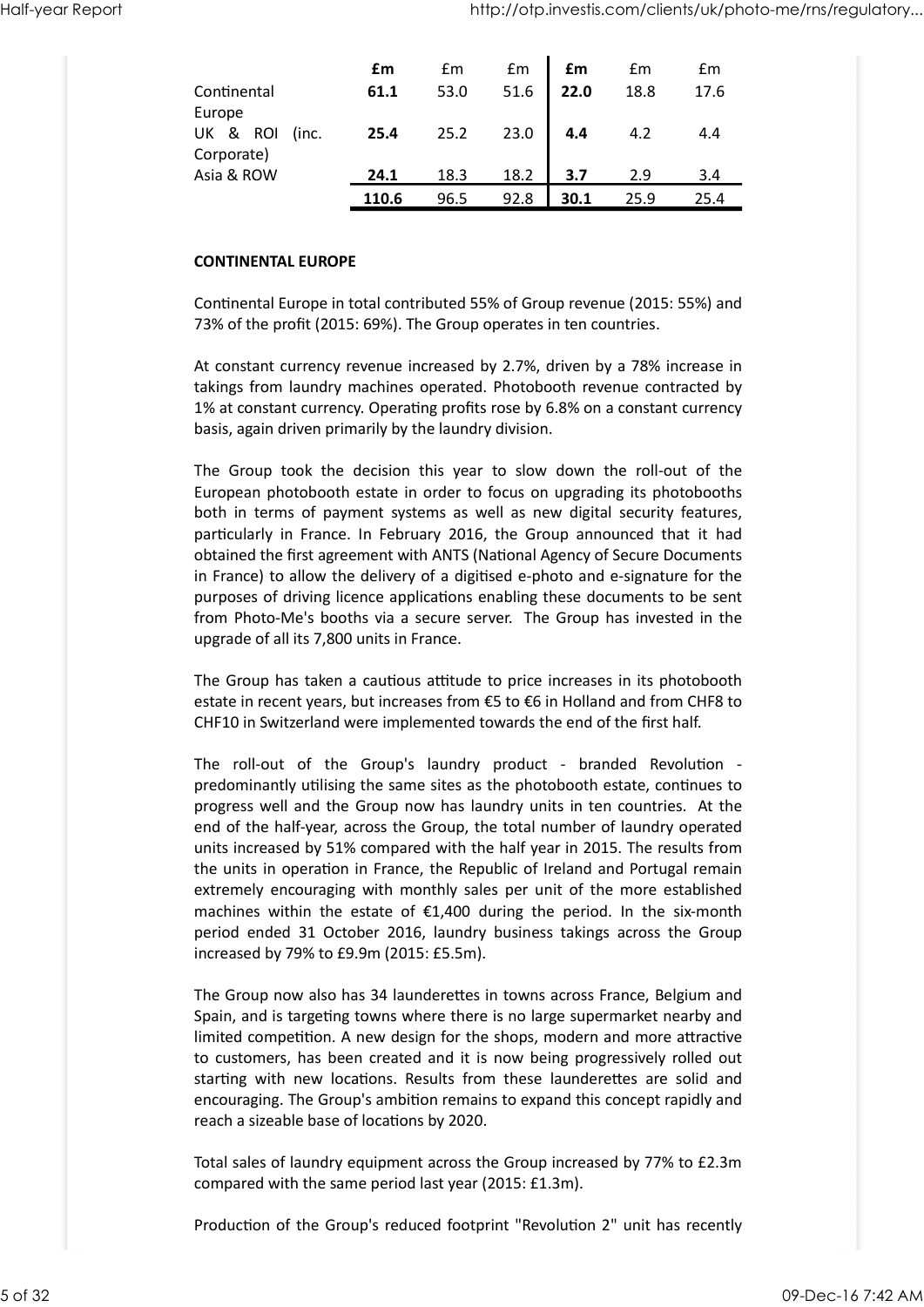| | £m | £m | £m | £m | £m | £m |
|---|---|---|---|---|---|---|
| Continental Europe | **61.1** | 53.0 | 51.6 | **22.0** | 18.8 | 17.6 |
| UK & ROI (inc. Corporate) | **25.4** | 25.2 | 23.0 | **4.4** | 4.2 | 4.4 |
| Asia & ROW | **24.1** | 18.3 | 18.2 | **3.7** | 2.9 | 3.4 |
| | **110.6** | 96.5 | 92.8 | **30.1** | 25.9 | 25.4 |

**CONTINENTAL EUROPE**

Continental Europe in total contributed 55% of Group revenue (2015: 55%) and 73% of the profit (2015: 69%). The Group operates in ten countries.

At constant currency revenue increased by 2.7%, driven by a 78% increase in takings from laundry machines operated. Photobooth revenue contracted by 1% at constant currency. Operating profits rose by 6.8% on a constant currency basis, again driven primarily by the laundry division.

The Group took the decision this year to slow down the roll-out of the European photobooth estate in order to focus on upgrading its photobooths both in terms of payment systems as well as new digital security features, particularly in France. In February 2016, the Group announced that it had obtained the first agreement with ANTS (National Agency of Secure Documents in France) to allow the delivery of a digitised e-photo and e-signature for the purposes of driving licence applications enabling these documents to be sent from Photo-Me's booths via a secure server. The Group has invested in the upgrade of all its 7,800 units in France.

The Group has taken a cautious attitude to price increases in its photobooth estate in recent years, but increases from €5 to €6 in Holland and from CHF8 to CHF10 in Switzerland were implemented towards the end of the first half.

The roll-out of the Group's laundry product - branded Revolution - predominantly utilising the same sites as the photobooth estate, continues to progress well and the Group now has laundry units in ten countries. At the end of the half-year, across the Group, the total number of laundry operated units increased by 51% compared with the half year in 2015. The results from the units in operation in France, the Republic of Ireland and Portugal remain extremely encouraging with monthly sales per unit of the more established machines within the estate of €1,400 during the period. In the six-month period ended 31 October 2016, laundry business takings across the Group increased by 79% to £9.9m (2015: £5.5m).

The Group now also has 34 launderettes in towns across France, Belgium and Spain, and is targeting towns where there is no large supermarket nearby and limited competition. A new design for the shops, modern and more attractive to customers, has been created and it is now being progressively rolled out starting with new locations. Results from these launderettes are solid and encouraging. The Group's ambition remains to expand this concept rapidly and reach a sizeable base of locations by 2020.

Total sales of laundry equipment across the Group increased by 77% to £2.3m compared with the same period last year (2015: £1.3m).

Production of the Group's reduced footprint "Revolution 2" unit has recently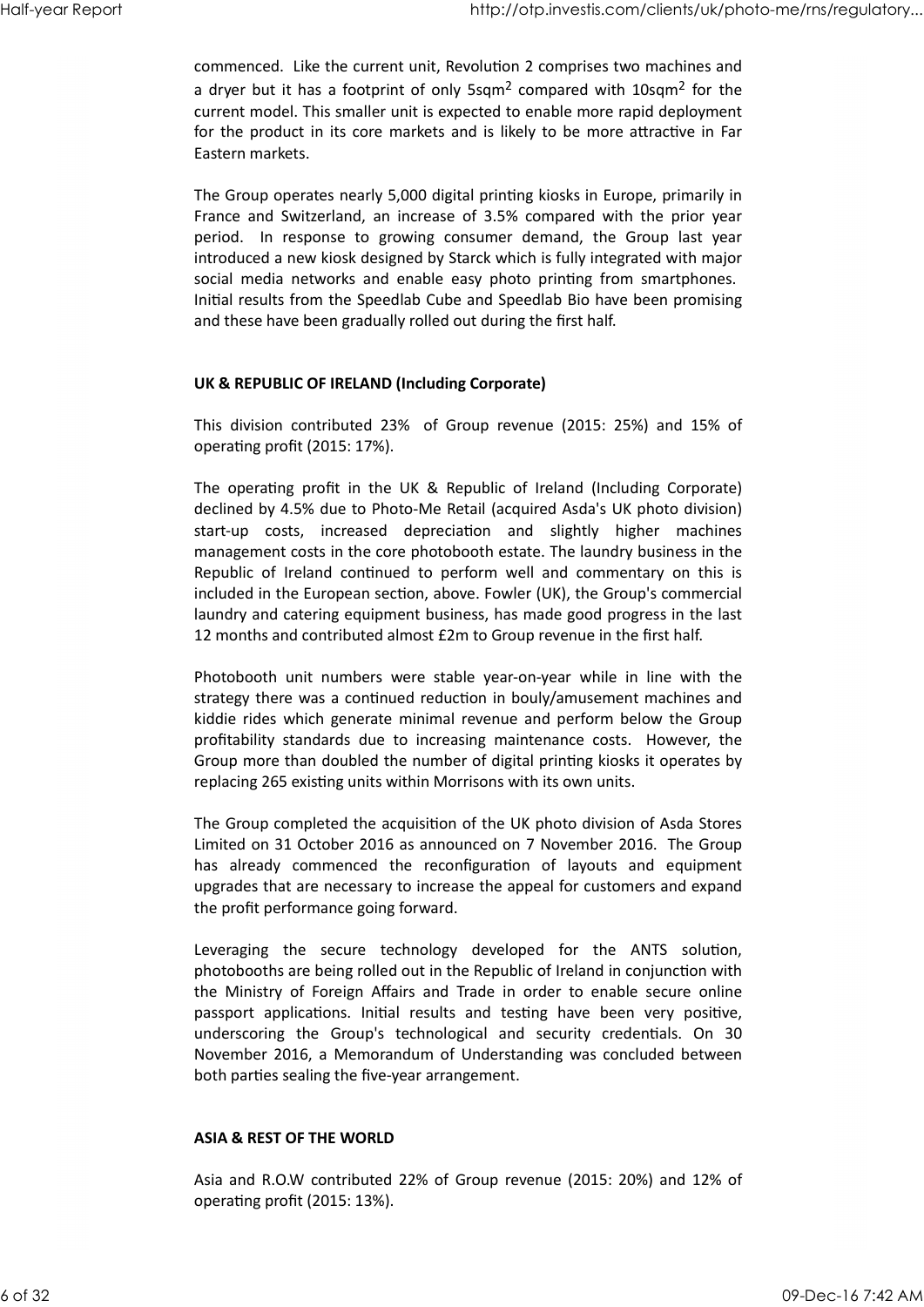commenced. Like the current unit, Revolution 2 comprises two machines and a dryer but it has a footprint of only 5sqm$^2$ compared with 10sqm$^2$ for the current model. This smaller unit is expected to enable more rapid deployment for the product in its core markets and is likely to be more attractive in Far Eastern markets.

The Group operates nearly 5,000 digital printing kiosks in Europe, primarily in France and Switzerland, an increase of 3.5% compared with the prior year period. In response to growing consumer demand, the Group last year introduced a new kiosk designed by Starck which is fully integrated with major social media networks and enable easy photo printing from smartphones. Initial results from the Speedlab Cube and Speedlab Bio have been promising and these have been gradually rolled out during the first half.

**UK & REPUBLIC OF IRELAND (Including Corporate)**

This division contributed 23% of Group revenue (2015: 25%) and 15% of operating profit (2015: 17%).

The operating profit in the UK & Republic of Ireland (Including Corporate) declined by 4.5% due to Photo-Me Retail (acquired Asda's UK photo division) start-up costs, increased depreciation and slightly higher machines management costs in the core photobooth estate. The laundry business in the Republic of Ireland continued to perform well and commentary on this is included in the European section, above. Fowler (UK), the Group's commercial laundry and catering equipment business, has made good progress in the last 12 months and contributed almost £2m to Group revenue in the first half.

Photobooth unit numbers were stable year-on-year while in line with the strategy there was a continued reduction in bouly/amusement machines and kiddie rides which generate minimal revenue and perform below the Group profitability standards due to increasing maintenance costs. However, the Group more than doubled the number of digital printing kiosks it operates by replacing 265 existing units within Morrisons with its own units.

The Group completed the acquisition of the UK photo division of Asda Stores Limited on 31 October 2016 as announced on 7 November 2016. The Group has already commenced the reconfiguration of layouts and equipment upgrades that are necessary to increase the appeal for customers and expand the profit performance going forward.

Leveraging the secure technology developed for the ANTS solution, photobooths are being rolled out in the Republic of Ireland in conjunction with the Ministry of Foreign Affairs and Trade in order to enable secure online passport applications. Initial results and testing have been very positive, underscoring the Group's technological and security credentials. On 30 November 2016, a Memorandum of Understanding was concluded between both parties sealing the five-year arrangement.

**ASIA & REST OF THE WORLD**

Asia and R.O.W contributed 22% of Group revenue (2015: 20%) and 12% of operating profit (2015: 13%).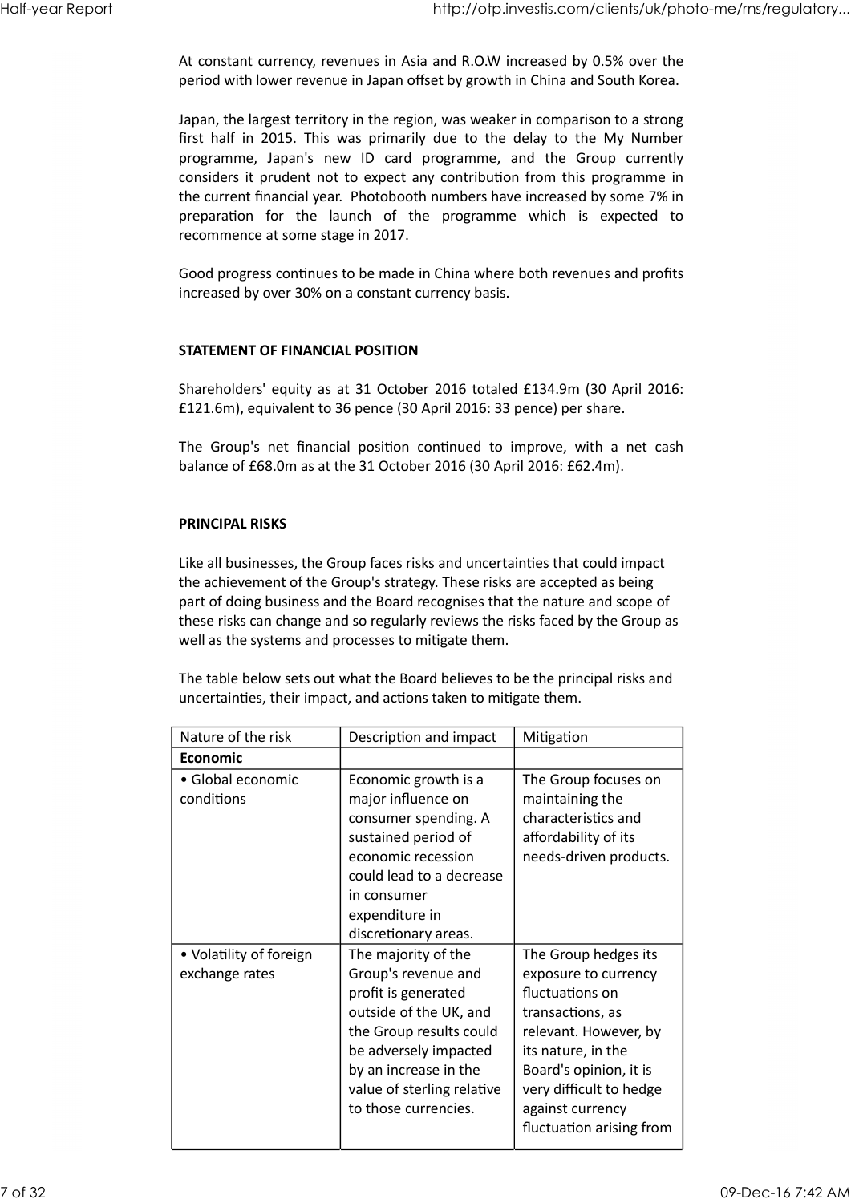At constant currency, revenues in Asia and R.O.W increased by 0.5% over the period with lower revenue in Japan offset by growth in China and South Korea.

Japan, the largest territory in the region, was weaker in comparison to a strong first half in 2015. This was primarily due to the delay to the My Number programme, Japan's new ID card programme, and the Group currently considers it prudent not to expect any contribution from this programme in the current financial year. Photobooth numbers have increased by some 7% in preparation for the launch of the programme which is expected to recommence at some stage in 2017.

Good progress continues to be made in China where both revenues and profits increased by over 30% on a constant currency basis.

## STATEMENT OF FINANCIAL POSITION

Shareholders' equity as at 31 October 2016 totaled £134.9m (30 April 2016: £121.6m), equivalent to 36 pence (30 April 2016: 33 pence) per share.

The Group's net financial position continued to improve, with a net cash balance of £68.0m as at the 31 October 2016 (30 April 2016: £62.4m).

## PRINCIPAL RISKS

Like all businesses, the Group faces risks and uncertainties that could impact the achievement of the Group's strategy. These risks are accepted as being part of doing business and the Board recognises that the nature and scope of these risks can change and so regularly reviews the risks faced by the Group as well as the systems and processes to mitigate them.

The table below sets out what the Board believes to be the principal risks and uncertainties, their impact, and actions taken to mitigate them.

| Nature of the risk | Description and impact | Mitigation |
|---|---|---|
| **Economic** | | |
| • Global economic conditions | Economic growth is a major influence on consumer spending. A sustained period of economic recession could lead to a decrease in consumer expenditure in discretionary areas. | The Group focuses on maintaining the characteristics and affordability of its needs-driven products. |
| • Volatility of foreign exchange rates | The majority of the Group's revenue and profit is generated outside of the UK, and the Group results could be adversely impacted by an increase in the value of sterling relative to those currencies. | The Group hedges its exposure to currency fluctuations on transactions, as relevant. However, by its nature, in the Board's opinion, it is very difficult to hedge against currency fluctuation arising from |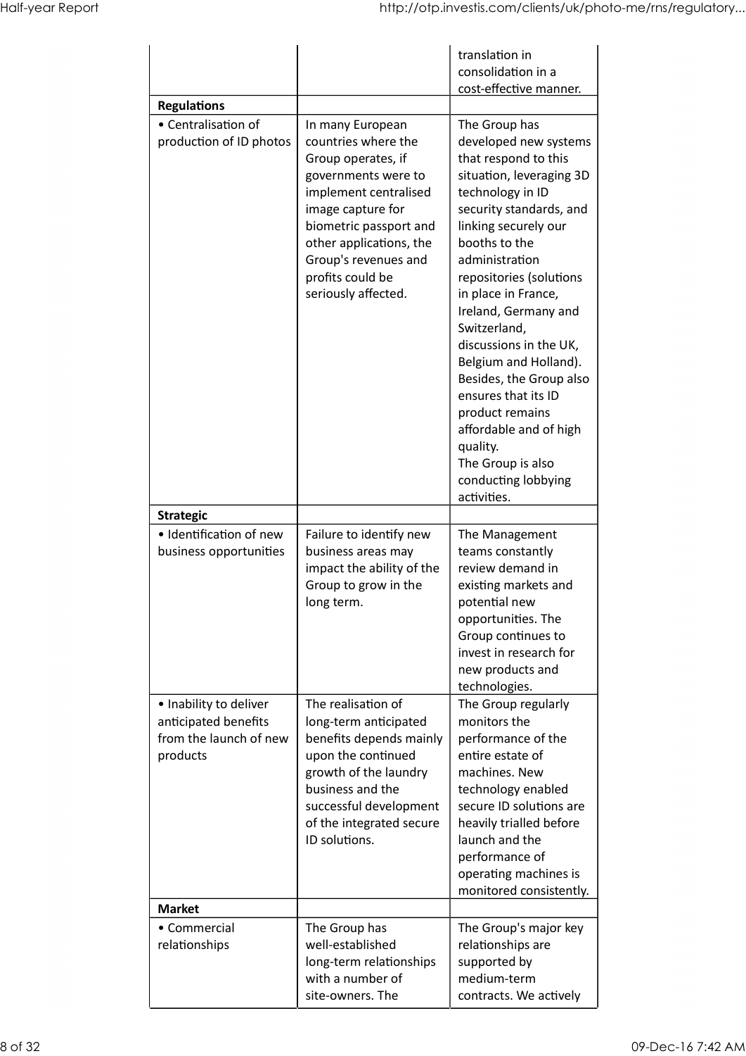| | | |
|---|---|---|
| | | translation in consolidation in a cost-effective manner. |
| **Regulations** | | |
| • Centralisation of production of ID photos | In many European countries where the Group operates, if governments were to implement centralised image capture for biometric passport and other applications, the Group's revenues and profits could be seriously affected. | The Group has developed new systems that respond to this situation, leveraging 3D technology in ID security standards, and linking securely our booths to the administration repositories (solutions in place in France, Ireland, Germany and Switzerland, discussions in the UK, Belgium and Holland). Besides, the Group also ensures that its ID product remains affordable and of high quality.<br>The Group is also conducting lobbying activities. |
| **Strategic** | | |
| • Identification of new business opportunities | Failure to identify new business areas may impact the ability of the Group to grow in the long term. | The Management teams constantly review demand in existing markets and potential new opportunities. The Group continues to invest in research for new products and technologies. |
| • Inability to deliver anticipated benefits from the launch of new products | The realisation of long-term anticipated benefits depends mainly upon the continued growth of the laundry business and the successful development of the integrated secure ID solutions. | The Group regularly monitors the performance of the entire estate of machines. New technology enabled secure ID solutions are heavily trialled before launch and the performance of operating machines is monitored consistently. |
| **Market** | | |
| • Commercial relationships | The Group has well-established long-term relationships with a number of site-owners. The | The Group's major key relationships are supported by medium-term contracts. We actively |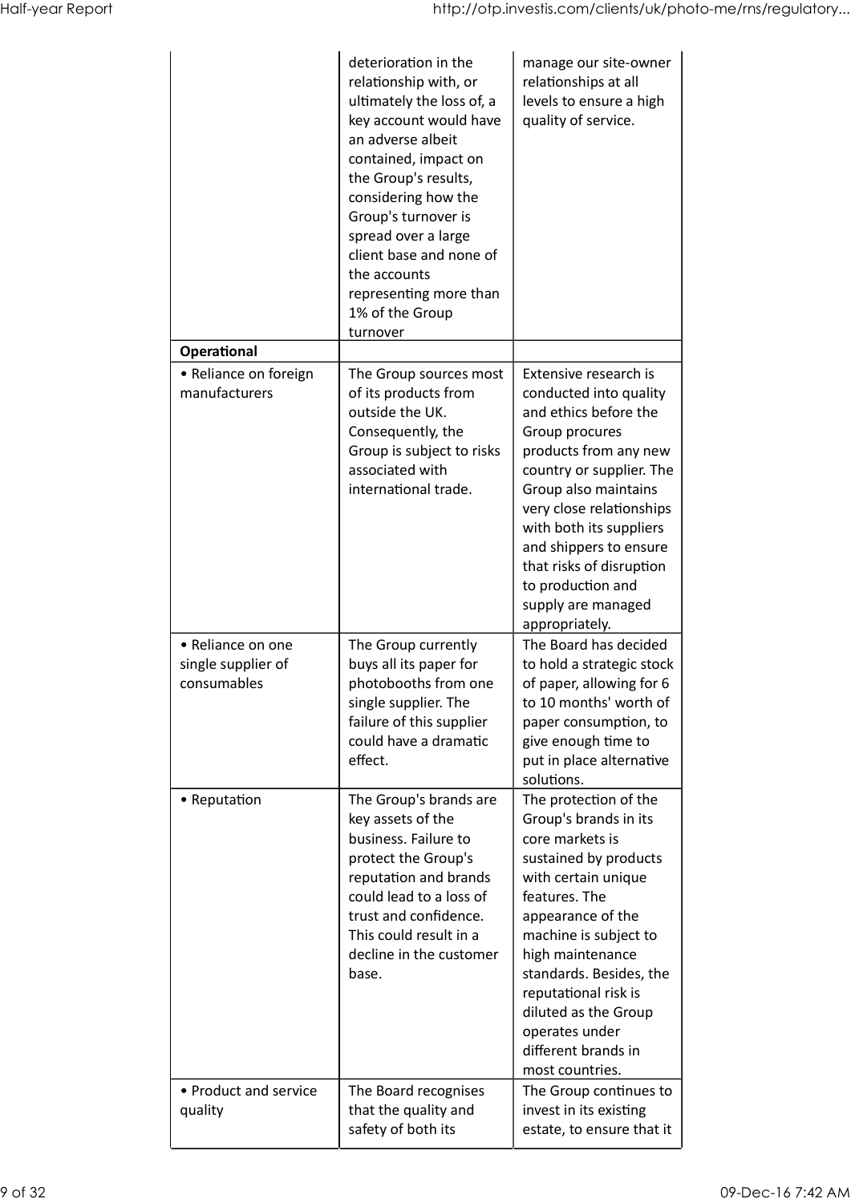| | | |
|---|---|---|
| | deterioration in the relationship with, or ultimately the loss of, a key account would have an adverse albeit contained, impact on the Group's results, considering how the Group's turnover is spread over a large client base and none of the accounts representing more than 1% of the Group turnover | manage our site-owner relationships at all levels to ensure a high quality of service. |
| **Operational** | | |
| • Reliance on foreign manufacturers | The Group sources most of its products from outside the UK. Consequently, the Group is subject to risks associated with international trade. | Extensive research is conducted into quality and ethics before the Group procures products from any new country or supplier. The Group also maintains very close relationships with both its suppliers and shippers to ensure that risks of disruption to production and supply are managed appropriately. |
| • Reliance on one single supplier of consumables | The Group currently buys all its paper for photobooths from one single supplier. The failure of this supplier could have a dramatic effect. | The Board has decided to hold a strategic stock of paper, allowing for 6 to 10 months' worth of paper consumption, to give enough time to put in place alternative solutions. |
| • Reputation | The Group's brands are key assets of the business. Failure to protect the Group's reputation and brands could lead to a loss of trust and confidence. This could result in a decline in the customer base. | The protection of the Group's brands in its core markets is sustained by products with certain unique features. The appearance of the machine is subject to high maintenance standards. Besides, the reputational risk is diluted as the Group operates under different brands in most countries. |
| • Product and service quality | The Board recognises that the quality and safety of both its | The Group continues to invest in its existing estate, to ensure that it |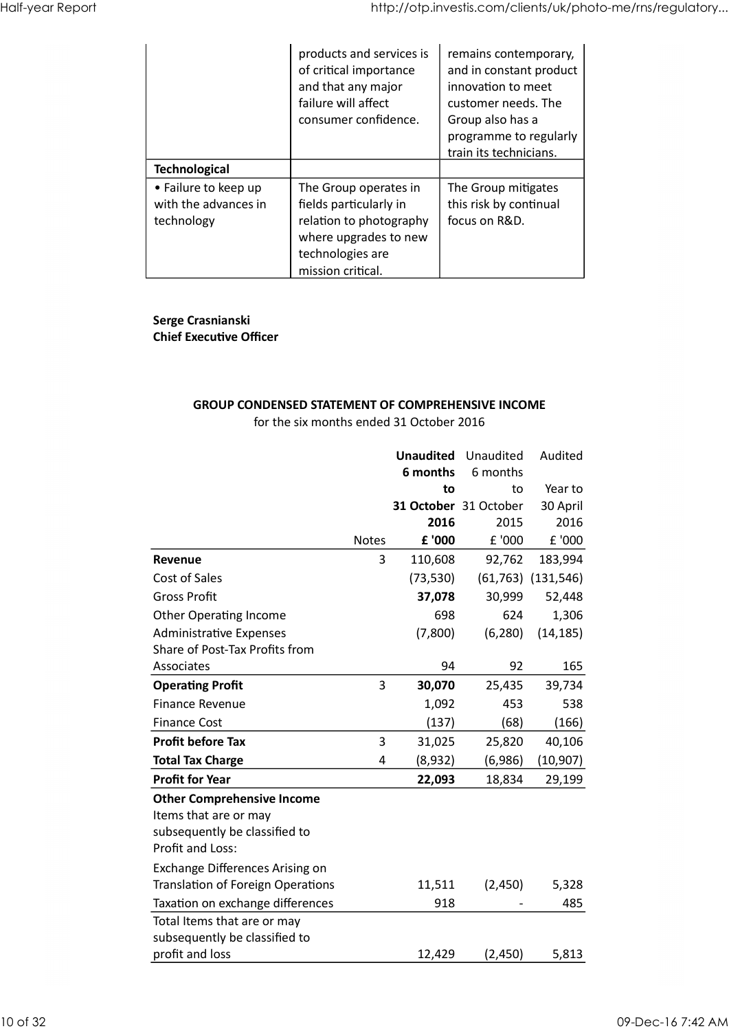| | | |
|---|---|---|
| | products and services is of critical importance and that any major failure will affect consumer confidence. | remains contemporary, and in constant product innovation to meet customer needs. The Group also has a programme to regularly train its technicians. |
| **Technological** | | |
| • Failure to keep up with the advances in technology | The Group operates in fields particularly in relation to photography where upgrades to new technologies are mission critical. | The Group mitigates this risk by continual focus on R&D. |

**Serge Crasnianski**
**Chief Executive Officer**

## GROUP CONDENSED STATEMENT OF COMPREHENSIVE INCOME

for the six months ended 31 October 2016

| | Notes | **Unaudited 6 months to 31 October 2016 £ '000** | Unaudited 6 months to 31 October 2015 £ '000 | Audited Year to 30 April 2016 £ '000 |
|---|---|---|---|---|
| **Revenue** | 3 | 110,608 | 92,762 | 183,994 |
| Cost of Sales | | (73,530) | (61,763) | (131,546) |
| Gross Profit | | **37,078** | 30,999 | 52,448 |
| Other Operating Income | | 698 | 624 | 1,306 |
| Administrative Expenses | | (7,800) | (6,280) | (14,185) |
| Share of Post-Tax Profits from Associates | | 94 | 92 | 165 |
| **Operating Profit** | 3 | **30,070** | 25,435 | 39,734 |
| Finance Revenue | | 1,092 | 453 | 538 |
| Finance Cost | | (137) | (68) | (166) |
| **Profit before Tax** | 3 | 31,025 | 25,820 | 40,106 |
| **Total Tax Charge** | 4 | (8,932) | (6,986) | (10,907) |
| **Profit for Year** | | **22,093** | 18,834 | 29,199 |
| **Other Comprehensive Income** | | | | |
| Items that are or may subsequently be classified to Profit and Loss: | | | | |
| Exchange Differences Arising on Translation of Foreign Operations | | 11,511 | (2,450) | 5,328 |
| Taxation on exchange differences | | 918 | - | 485 |
| Total Items that are or may subsequently be classified to profit and loss | | 12,429 | (2,450) | 5,813 |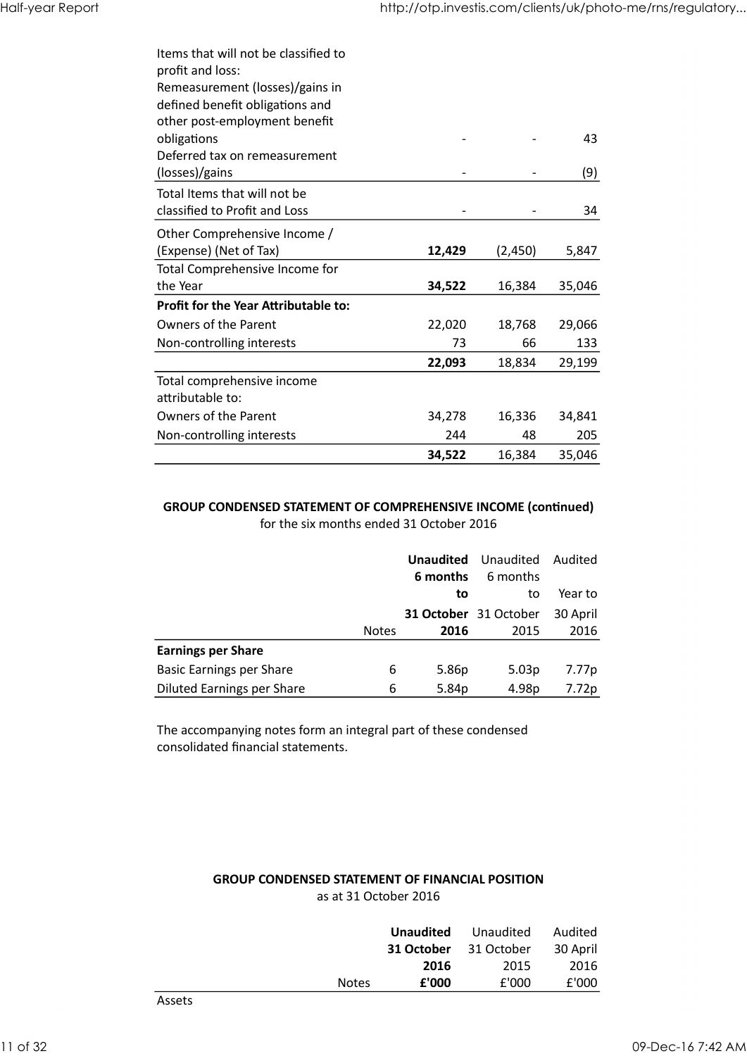| | | | |
|---|---|---|---|
| Items that will not be classified to profit and loss: | | | |
| Remeasurement (losses)/gains in defined benefit obligations and other post-employment benefit obligations | - | - | 43 |
| Deferred tax on remeasurement (losses)/gains | - | - | (9) |
| Total Items that will not be classified to Profit and Loss | - | - | 34 |
| Other Comprehensive Income / (Expense) (Net of Tax) | **12,429** | (2,450) | 5,847 |
| Total Comprehensive Income for the Year | **34,522** | 16,384 | 35,046 |
| **Profit for the Year Attributable to:** | | | |
| Owners of the Parent | 22,020 | 18,768 | 29,066 |
| Non-controlling interests | 73 | 66 | 133 |
| | **22,093** | 18,834 | 29,199 |
| Total comprehensive income attributable to: | | | |
| Owners of the Parent | 34,278 | 16,336 | 34,841 |
| Non-controlling interests | 244 | 48 | 205 |
| | **34,522** | 16,384 | 35,046 |

**GROUP CONDENSED STATEMENT OF COMPREHENSIVE INCOME (continued)**

for the six months ended 31 October 2016

| | Notes | **Unaudited 6 months to 31 October 2016** | Unaudited 6 months to 31 October 2015 | Audited Year to 30 April 2016 |
|---|---|---|---|---|
| **Earnings per Share** | | | | |
| Basic Earnings per Share | 6 | 5.86p | 5.03p | 7.77p |
| Diluted Earnings per Share | 6 | 5.84p | 4.98p | 7.72p |

The accompanying notes form an integral part of these condensed consolidated financial statements.

**GROUP CONDENSED STATEMENT OF FINANCIAL POSITION**

as at 31 October 2016

| | Notes | **Unaudited 31 October 2016 £'000** | Unaudited 31 October 2015 £'000 | Audited 30 April 2016 £'000 |
|---|---|---|---|---|
| Assets | | | | |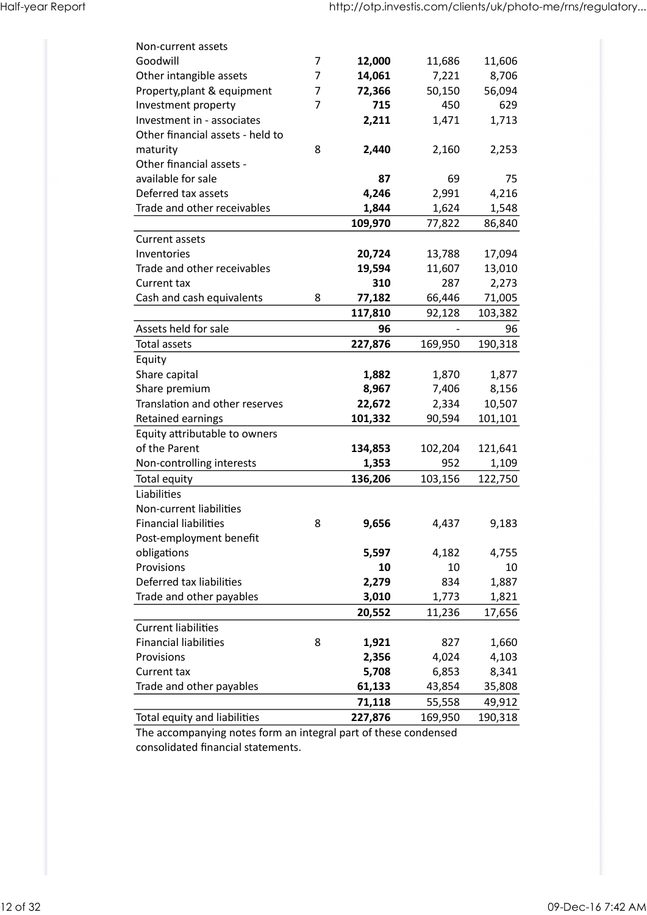| | Note | | | |
|---|---|---|---|---|
| Non-current assets | | | | |
| Goodwill | 7 | **12,000** | 11,686 | 11,606 |
| Other intangible assets | 7 | **14,061** | 7,221 | 8,706 |
| Property,plant & equipment | 7 | **72,366** | 50,150 | 56,094 |
| Investment property | 7 | **715** | 450 | 629 |
| Investment in - associates | | **2,211** | 1,471 | 1,713 |
| Other financial assets - held to maturity | 8 | **2,440** | 2,160 | 2,253 |
| Other financial assets - available for sale | | **87** | 69 | 75 |
| Deferred tax assets | | **4,246** | 2,991 | 4,216 |
| Trade and other receivables | | **1,844** | 1,624 | 1,548 |
| | | **109,970** | 77,822 | 86,840 |
| Current assets | | | | |
| Inventories | | **20,724** | 13,788 | 17,094 |
| Trade and other receivables | | **19,594** | 11,607 | 13,010 |
| Current tax | | **310** | 287 | 2,273 |
| Cash and cash equivalents | 8 | **77,182** | 66,446 | 71,005 |
| | | **117,810** | 92,128 | 103,382 |
| Assets held for sale | | **96** | - | 96 |
| Total assets | | **227,876** | 169,950 | 190,318 |
| Equity | | | | |
| Share capital | | **1,882** | 1,870 | 1,877 |
| Share premium | | **8,967** | 7,406 | 8,156 |
| Translation and other reserves | | **22,672** | 2,334 | 10,507 |
| Retained earnings | | **101,332** | 90,594 | 101,101 |
| Equity attributable to owners of the Parent | | **134,853** | 102,204 | 121,641 |
| Non-controlling interests | | **1,353** | 952 | 1,109 |
| Total equity | | **136,206** | 103,156 | 122,750 |
| Liabilities | | | | |
| Non-current liabilities | | | | |
| Financial liabilities | 8 | **9,656** | 4,437 | 9,183 |
| Post-employment benefit obligations | | **5,597** | 4,182 | 4,755 |
| Provisions | | **10** | 10 | 10 |
| Deferred tax liabilities | | **2,279** | 834 | 1,887 |
| Trade and other payables | | **3,010** | 1,773 | 1,821 |
| | | **20,552** | 11,236 | 17,656 |
| Current liabilities | | | | |
| Financial liabilities | 8 | **1,921** | 827 | 1,660 |
| Provisions | | **2,356** | 4,024 | 4,103 |
| Current tax | | **5,708** | 6,853 | 8,341 |
| Trade and other payables | | **61,133** | 43,854 | 35,808 |
| | | **71,118** | 55,558 | 49,912 |
| Total equity and liabilities | | **227,876** | 169,950 | 190,318 |

The accompanying notes form an integral part of these condensed consolidated financial statements.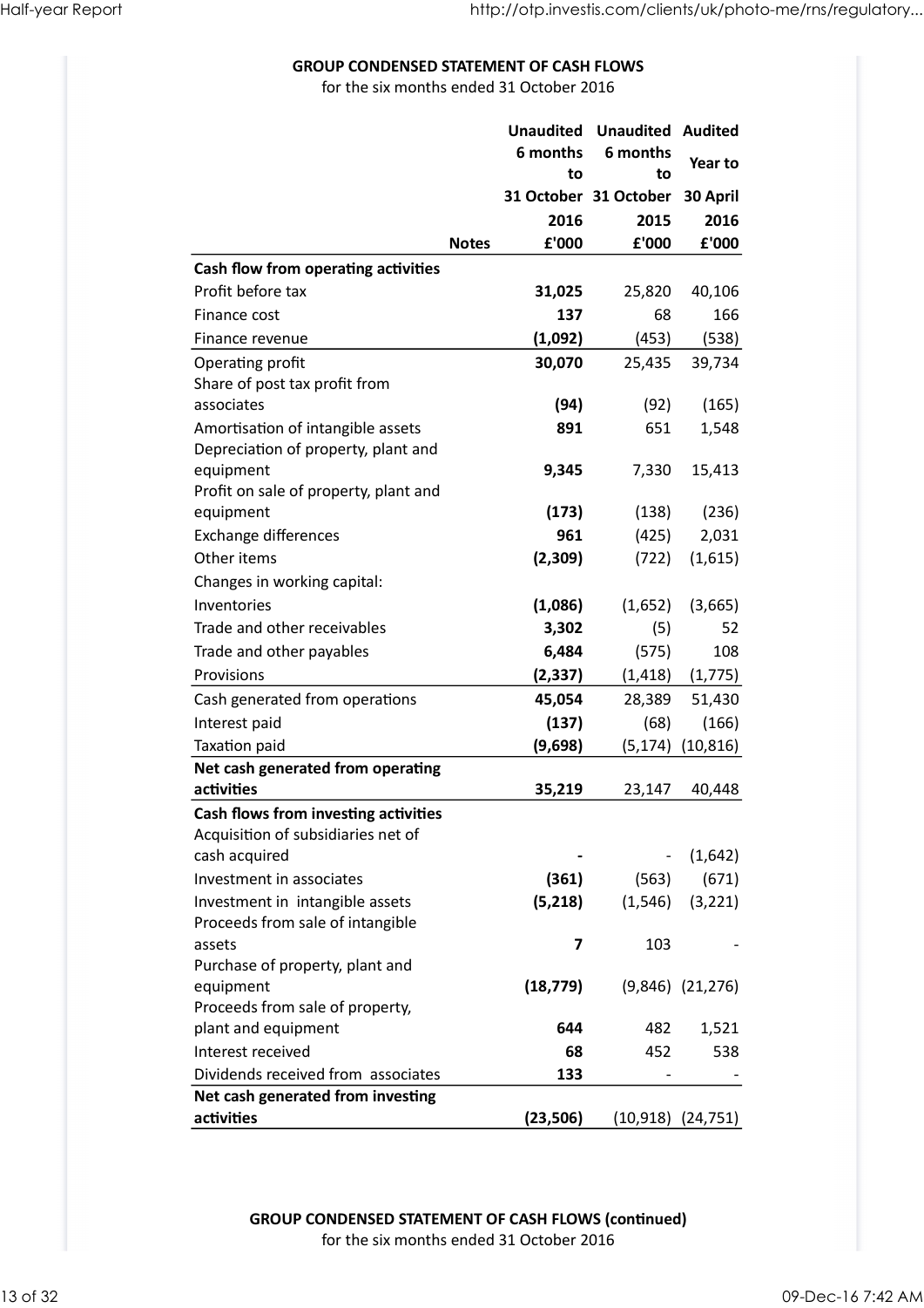**GROUP CONDENSED STATEMENT OF CASH FLOWS**
for the six months ended 31 October 2016

| | Notes | Unaudited 6 months to 31 October 2016 £'000 | Unaudited 6 months to 31 October 2015 £'000 | Audited Year to 30 April 2016 £'000 |
|---|---|---|---|---|
| **Cash flow from operating activities** | | | | |
| Profit before tax | | **31,025** | 25,820 | 40,106 |
| Finance cost | | **137** | 68 | 166 |
| Finance revenue | | **(1,092)** | (453) | (538) |
| Operating profit | | **30,070** | 25,435 | 39,734 |
| Share of post tax profit from associates | | **(94)** | (92) | (165) |
| Amortisation of intangible assets | | **891** | 651 | 1,548 |
| Depreciation of property, plant and equipment | | **9,345** | 7,330 | 15,413 |
| Profit on sale of property, plant and equipment | | **(173)** | (138) | (236) |
| Exchange differences | | **961** | (425) | 2,031 |
| Other items | | **(2,309)** | (722) | (1,615) |
| Changes in working capital: | | | | |
| Inventories | | **(1,086)** | (1,652) | (3,665) |
| Trade and other receivables | | **3,302** | (5) | 52 |
| Trade and other payables | | **6,484** | (575) | 108 |
| Provisions | | **(2,337)** | (1,418) | (1,775) |
| Cash generated from operations | | **45,054** | 28,389 | 51,430 |
| Interest paid | | **(137)** | (68) | (166) |
| Taxation paid | | **(9,698)** | (5,174) | (10,816) |
| **Net cash generated from operating activities** | | **35,219** | 23,147 | 40,448 |
| **Cash flows from investing activities** | | | | |
| Acquisition of subsidiaries net of cash acquired | | **-** | - | (1,642) |
| Investment in associates | | **(361)** | (563) | (671) |
| Investment in intangible assets | | **(5,218)** | (1,546) | (3,221) |
| Proceeds from sale of intangible assets | | **7** | 103 | - |
| Purchase of property, plant and equipment | | **(18,779)** | (9,846) | (21,276) |
| Proceeds from sale of property, plant and equipment | | **644** | 482 | 1,521 |
| Interest received | | **68** | 452 | 538 |
| Dividends received from associates | | **133** | - | - |
| **Net cash generated from investing activities** | | **(23,506)** | (10,918) | (24,751) |

**GROUP CONDENSED STATEMENT OF CASH FLOWS (continued)**
for the six months ended 31 October 2016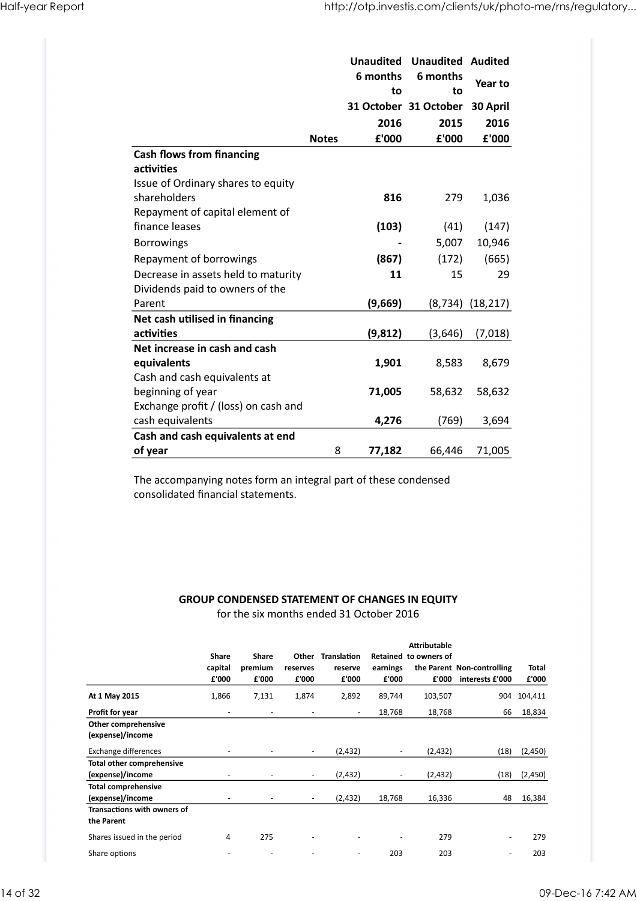| | Notes | Unaudited 6 months to 31 October 2016 £'000 | Unaudited 6 months to 31 October 2015 £'000 | Audited Year to 30 April 2016 £'000 |
|---|---|---|---|---|
| **Cash flows from financing activities** | | | | |
| Issue of Ordinary shares to equity shareholders | | **816** | 279 | 1,036 |
| Repayment of capital element of finance leases | | **(103)** | (41) | (147) |
| Borrowings | | **-** | 5,007 | 10,946 |
| Repayment of borrowings | | **(867)** | (172) | (665) |
| Decrease in assets held to maturity | | **11** | 15 | 29 |
| Dividends paid to owners of the Parent | | **(9,669)** | (8,734) | (18,217) |
| **Net cash utilised in financing activities** | | **(9,812)** | (3,646) | (7,018) |
| **Net increase in cash and cash equivalents** | | **1,901** | 8,583 | 8,679 |
| Cash and cash equivalents at beginning of year | | **71,005** | 58,632 | 58,632 |
| Exchange profit / (loss) on cash and cash equivalents | | **4,276** | (769) | 3,694 |
| **Cash and cash equivalents at end of year** | 8 | **77,182** | 66,446 | 71,005 |

The accompanying notes form an integral part of these condensed consolidated financial statements.

## GROUP CONDENSED STATEMENT OF CHANGES IN EQUITY

for the six months ended 31 October 2016

| | Share capital £'000 | Share premium £'000 | Other reserves £'000 | Translation reserve £'000 | Retained earnings £'000 | Attributable to owners of the Parent £'000 | Non-controlling interests £'000 | Total £'000 |
|---|---|---|---|---|---|---|---|---|
| **At 1 May 2015** | 1,866 | 7,131 | 1,874 | 2,892 | 89,744 | 103,507 | 904 | 104,411 |
| **Profit for year** | - | - | - | - | 18,768 | 18,768 | 66 | 18,834 |
| **Other comprehensive (expense)/income** | | | | | | | | |
| Exchange differences | - | - | - | (2,432) | - | (2,432) | (18) | (2,450) |
| **Total other comprehensive (expense)/income** | - | - | - | (2,432) | - | (2,432) | (18) | (2,450) |
| **Total comprehensive (expense)/income** | - | - | - | (2,432) | 18,768 | 16,336 | 48 | 16,384 |
| **Transactions with owners of the Parent** | | | | | | | | |
| Shares issued in the period | 4 | 275 | - | - | - | 279 | - | 279 |
| Share options | - | - | - | - | 203 | 203 | - | 203 |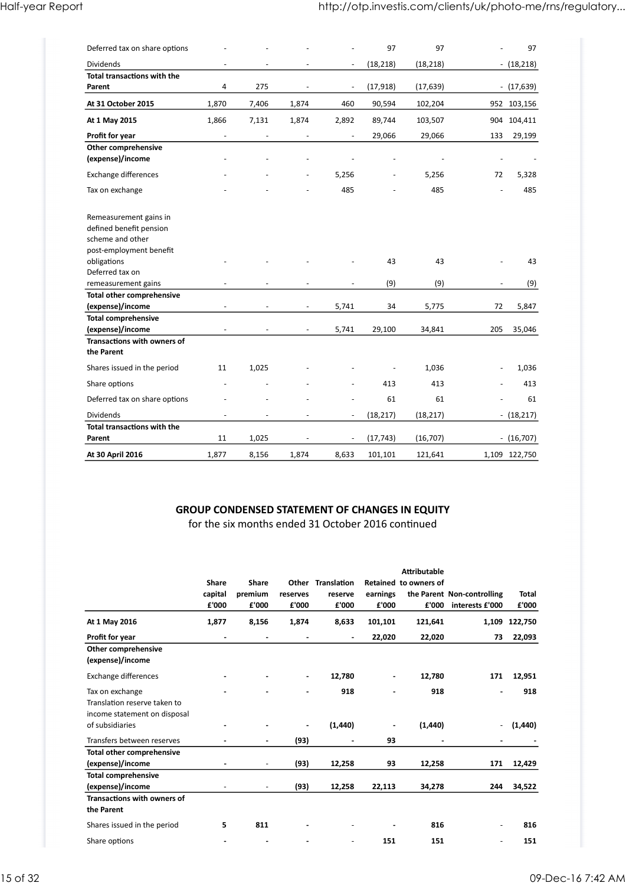| | | | | | | | | |
|---|---|---|---|---|---|---|---|---|
| Deferred tax on share options | - | - | - | - | 97 | 97 | - | 97 |
| Dividends | - | - | - | - | (18,218) | (18,218) | - | (18,218) |
| **Total transactions with the Parent** | 4 | 275 | - | - | (17,918) | (17,639) | - | (17,639) |
| **At 31 October 2015** | 1,870 | 7,406 | 1,874 | 460 | 90,594 | 102,204 | 952 | 103,156 |
| **At 1 May 2015** | 1,866 | 7,131 | 1,874 | 2,892 | 89,744 | 103,507 | 904 | 104,411 |
| **Profit for year** | - | - | - | - | 29,066 | 29,066 | 133 | 29,199 |
| **Other comprehensive (expense)/income** | - | - | - | - | - | - | - | - |
| Exchange differences | - | - | - | 5,256 | - | 5,256 | 72 | 5,328 |
| Tax on exchange | - | - | - | 485 | - | 485 | - | 485 |
| Remeasurement gains in defined benefit pension scheme and other post-employment benefit obligations | - | - | - | - | 43 | 43 | - | 43 |
| Deferred tax on remeasurement gains | - | - | - | - | (9) | (9) | - | (9) |
| **Total other comprehensive (expense)/income** | - | - | - | 5,741 | 34 | 5,775 | 72 | 5,847 |
| **Total comprehensive (expense)/income** | - | - | - | 5,741 | 29,100 | 34,841 | 205 | 35,046 |
| **Transactions with owners of the Parent** | | | | | | | | |
| Shares issued in the period | 11 | 1,025 | - | - | - | 1,036 | - | 1,036 |
| Share options | - | - | - | - | 413 | 413 | - | 413 |
| Deferred tax on share options | - | - | - | - | 61 | 61 | - | 61 |
| Dividends | - | - | - | - | (18,217) | (18,217) | - | (18,217) |
| **Total transactions with the Parent** | 11 | 1,025 | - | - | (17,743) | (16,707) | - | (16,707) |
| **At 30 April 2016** | 1,877 | 8,156 | 1,874 | 8,633 | 101,101 | 121,641 | 1,109 | 122,750 |

## GROUP CONDENSED STATEMENT OF CHANGES IN EQUITY

for the six months ended 31 October 2016 continued

| | Share capital £'000 | Share premium £'000 | Other reserves £'000 | Translation reserve £'000 | Retained earnings £'000 | Attributable to owners of the Parent £'000 | Non-controlling interests £'000 | Total £'000 |
|---|---|---|---|---|---|---|---|---|
| **At 1 May 2016** | **1,877** | **8,156** | **1,874** | **8,633** | **101,101** | **121,641** | **1,109** | **122,750** |
| **Profit for year** | **-** | **-** | **-** | **-** | **22,020** | **22,020** | **73** | **22,093** |
| **Other comprehensive (expense)/income** | | | | | | | | |
| Exchange differences | **-** | **-** | **-** | **12,780** | **-** | **12,780** | **171** | **12,951** |
| Tax on exchange | **-** | **-** | **-** | **918** | **-** | **918** | **-** | **918** |
| Translation reserve taken to income statement on disposal of subsidiaries | **-** | **-** | **-** | **(1,440)** | **-** | **(1,440)** | - | **(1,440)** |
| Transfers between reserves | **-** | **-** | **(93)** | **-** | **93** | **-** | **-** | **-** |
| **Total other comprehensive (expense)/income** | **-** | - | **(93)** | **12,258** | **93** | **12,258** | **171** | **12,429** |
| **Total comprehensive (expense)/income** | - | - | **(93)** | **12,258** | **22,113** | **34,278** | **244** | **34,522** |
| **Transactions with owners of the Parent** | | | | | | | | |
| Shares issued in the period | **5** | **811** | **-** | - | **-** | **816** | - | **816** |
| Share options | **-** | **-** | **-** | - | **151** | **151** | - | **151** |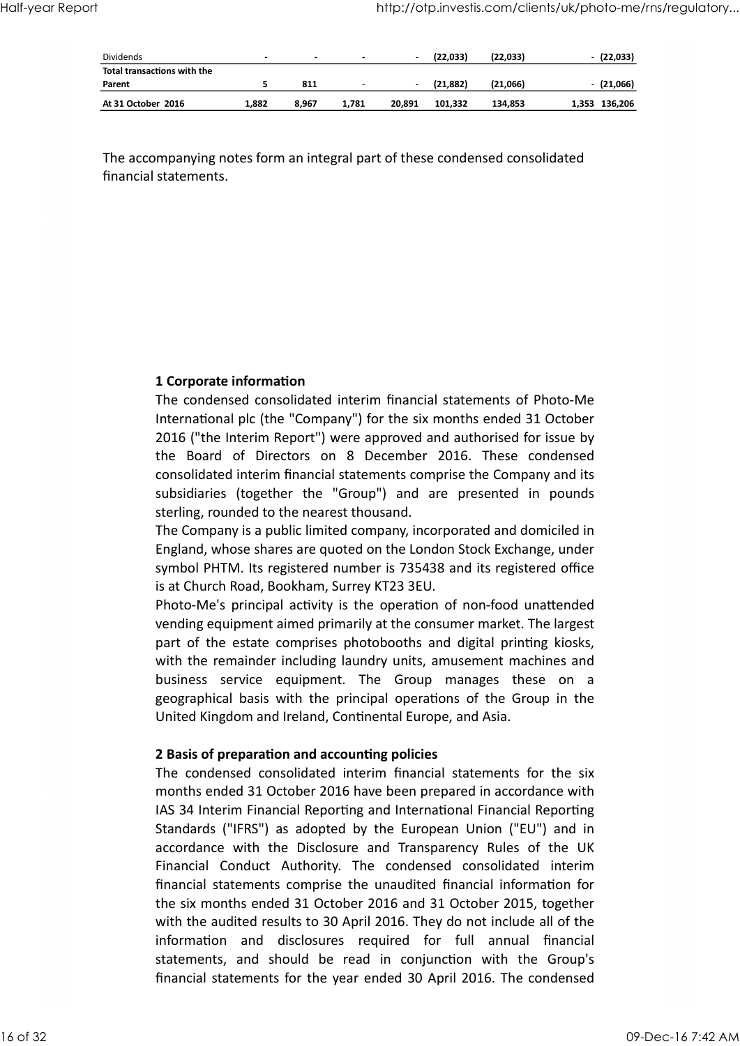| | | | | | | | | |
|---|---|---|---|---|---|---|---|---|
| Dividends | - | - | - | - | (22,033) | (22,033) | - | (22,033) |
| **Total transactions with the Parent** | **5** | **811** | - | - | **(21,882)** | **(21,066)** | - | **(21,066)** |
| **At 31 October 2016** | **1,882** | **8,967** | **1,781** | **20,891** | **101,332** | **134,853** | **1,353** | **136,206** |

The accompanying notes form an integral part of these condensed consolidated financial statements.

**1 Corporate information**

The condensed consolidated interim financial statements of Photo-Me International plc (the "Company") for the six months ended 31 October 2016 ("the Interim Report") were approved and authorised for issue by the Board of Directors on 8 December 2016. These condensed consolidated interim financial statements comprise the Company and its subsidiaries (together the "Group") and are presented in pounds sterling, rounded to the nearest thousand.

The Company is a public limited company, incorporated and domiciled in England, whose shares are quoted on the London Stock Exchange, under symbol PHTM. Its registered number is 735438 and its registered office is at Church Road, Bookham, Surrey KT23 3EU.

Photo-Me's principal activity is the operation of non-food unattended vending equipment aimed primarily at the consumer market. The largest part of the estate comprises photobooths and digital printing kiosks, with the remainder including laundry units, amusement machines and business service equipment. The Group manages these on a geographical basis with the principal operations of the Group in the United Kingdom and Ireland, Continental Europe, and Asia.

**2 Basis of preparation and accounting policies**

The condensed consolidated interim financial statements for the six months ended 31 October 2016 have been prepared in accordance with IAS 34 Interim Financial Reporting and International Financial Reporting Standards ("IFRS") as adopted by the European Union ("EU") and in accordance with the Disclosure and Transparency Rules of the UK Financial Conduct Authority. The condensed consolidated interim financial statements comprise the unaudited financial information for the six months ended 31 October 2016 and 31 October 2015, together with the audited results to 30 April 2016. They do not include all of the information and disclosures required for full annual financial statements, and should be read in conjunction with the Group's financial statements for the year ended 30 April 2016. The condensed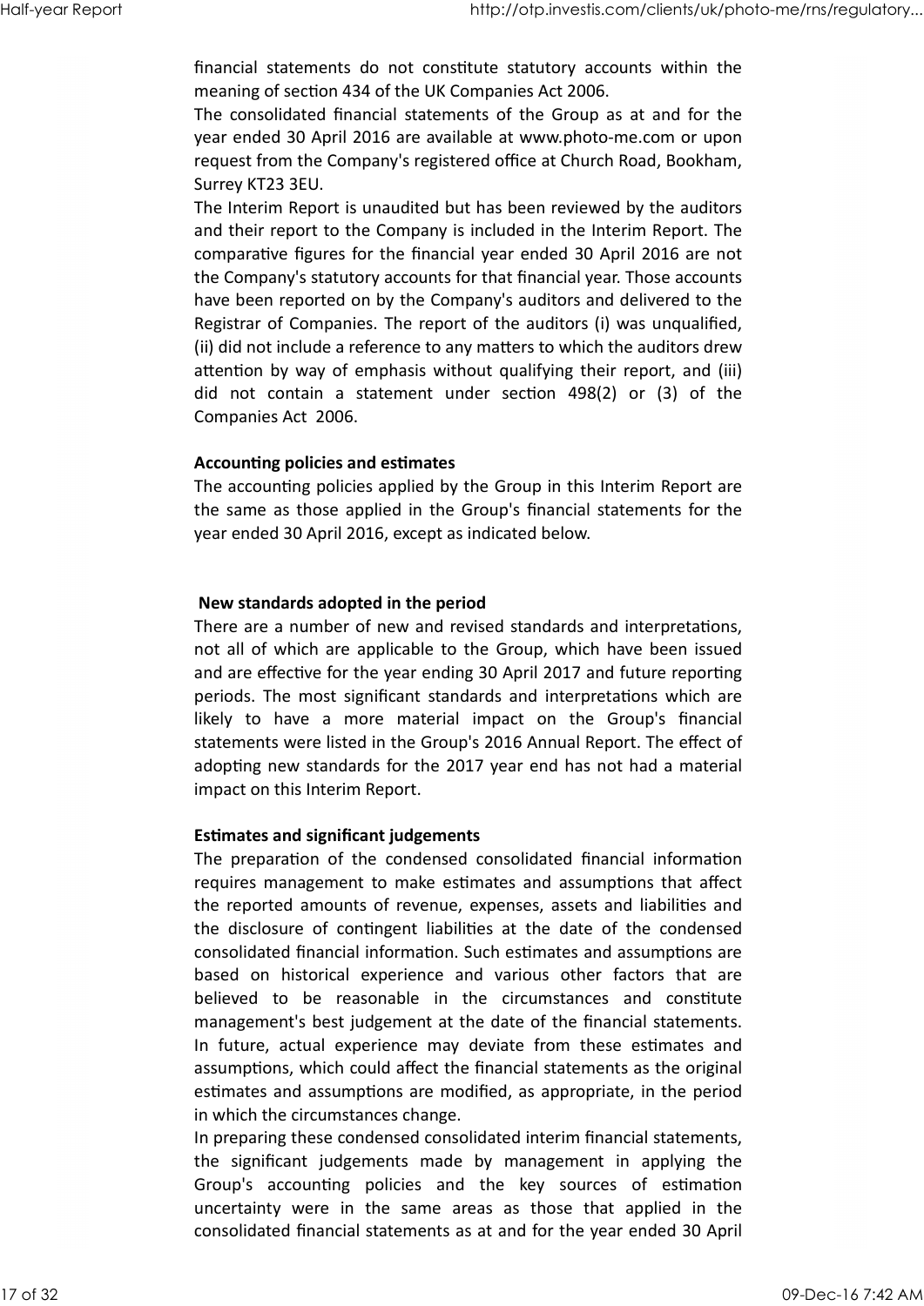financial statements do not constitute statutory accounts within the meaning of section 434 of the UK Companies Act 2006.

The consolidated financial statements of the Group as at and for the year ended 30 April 2016 are available at www.photo-me.com or upon request from the Company's registered office at Church Road, Bookham, Surrey KT23 3EU.

The Interim Report is unaudited but has been reviewed by the auditors and their report to the Company is included in the Interim Report. The comparative figures for the financial year ended 30 April 2016 are not the Company's statutory accounts for that financial year. Those accounts have been reported on by the Company's auditors and delivered to the Registrar of Companies. The report of the auditors (i) was unqualified, (ii) did not include a reference to any matters to which the auditors drew attention by way of emphasis without qualifying their report, and (iii) did not contain a statement under section 498(2) or (3) of the Companies Act 2006.

**Accounting policies and estimates**

The accounting policies applied by the Group in this Interim Report are the same as those applied in the Group's financial statements for the year ended 30 April 2016, except as indicated below.

**New standards adopted in the period**

There are a number of new and revised standards and interpretations, not all of which are applicable to the Group, which have been issued and are effective for the year ending 30 April 2017 and future reporting periods. The most significant standards and interpretations which are likely to have a more material impact on the Group's financial statements were listed in the Group's 2016 Annual Report. The effect of adopting new standards for the 2017 year end has not had a material impact on this Interim Report.

**Estimates and significant judgements**

The preparation of the condensed consolidated financial information requires management to make estimates and assumptions that affect the reported amounts of revenue, expenses, assets and liabilities and the disclosure of contingent liabilities at the date of the condensed consolidated financial information. Such estimates and assumptions are based on historical experience and various other factors that are believed to be reasonable in the circumstances and constitute management's best judgement at the date of the financial statements. In future, actual experience may deviate from these estimates and assumptions, which could affect the financial statements as the original estimates and assumptions are modified, as appropriate, in the period in which the circumstances change.

In preparing these condensed consolidated interim financial statements, the significant judgements made by management in applying the Group's accounting policies and the key sources of estimation uncertainty were in the same areas as those that applied in the consolidated financial statements as at and for the year ended 30 April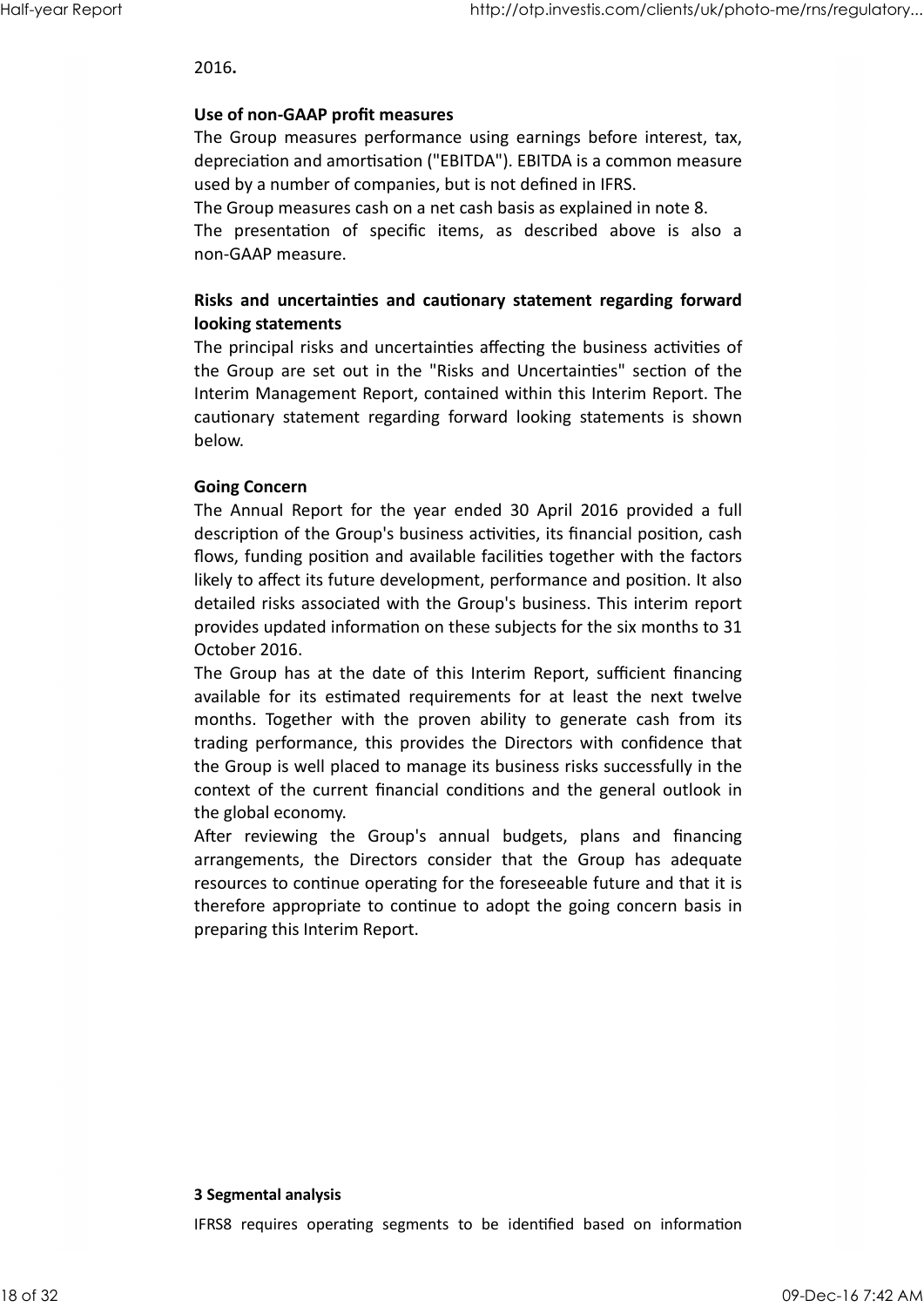2016**.**

**Use of non-GAAP profit measures**

The Group measures performance using earnings before interest, tax, depreciation and amortisation ("EBITDA"). EBITDA is a common measure used by a number of companies, but is not defined in IFRS.

The Group measures cash on a net cash basis as explained in note 8.

The presentation of specific items, as described above is also a non-GAAP measure.

**Risks and uncertainties and cautionary statement regarding forward looking statements**

The principal risks and uncertainties affecting the business activities of the Group are set out in the "Risks and Uncertainties" section of the Interim Management Report, contained within this Interim Report. The cautionary statement regarding forward looking statements is shown below.

**Going Concern**

The Annual Report for the year ended 30 April 2016 provided a full description of the Group's business activities, its financial position, cash flows, funding position and available facilities together with the factors likely to affect its future development, performance and position. It also detailed risks associated with the Group's business. This interim report provides updated information on these subjects for the six months to 31 October 2016.

The Group has at the date of this Interim Report, sufficient financing available for its estimated requirements for at least the next twelve months. Together with the proven ability to generate cash from its trading performance, this provides the Directors with confidence that the Group is well placed to manage its business risks successfully in the context of the current financial conditions and the general outlook in the global economy.

After reviewing the Group's annual budgets, plans and financing arrangements, the Directors consider that the Group has adequate resources to continue operating for the foreseeable future and that it is therefore appropriate to continue to adopt the going concern basis in preparing this Interim Report.

**3 Segmental analysis**

IFRS8 requires operating segments to be identified based on information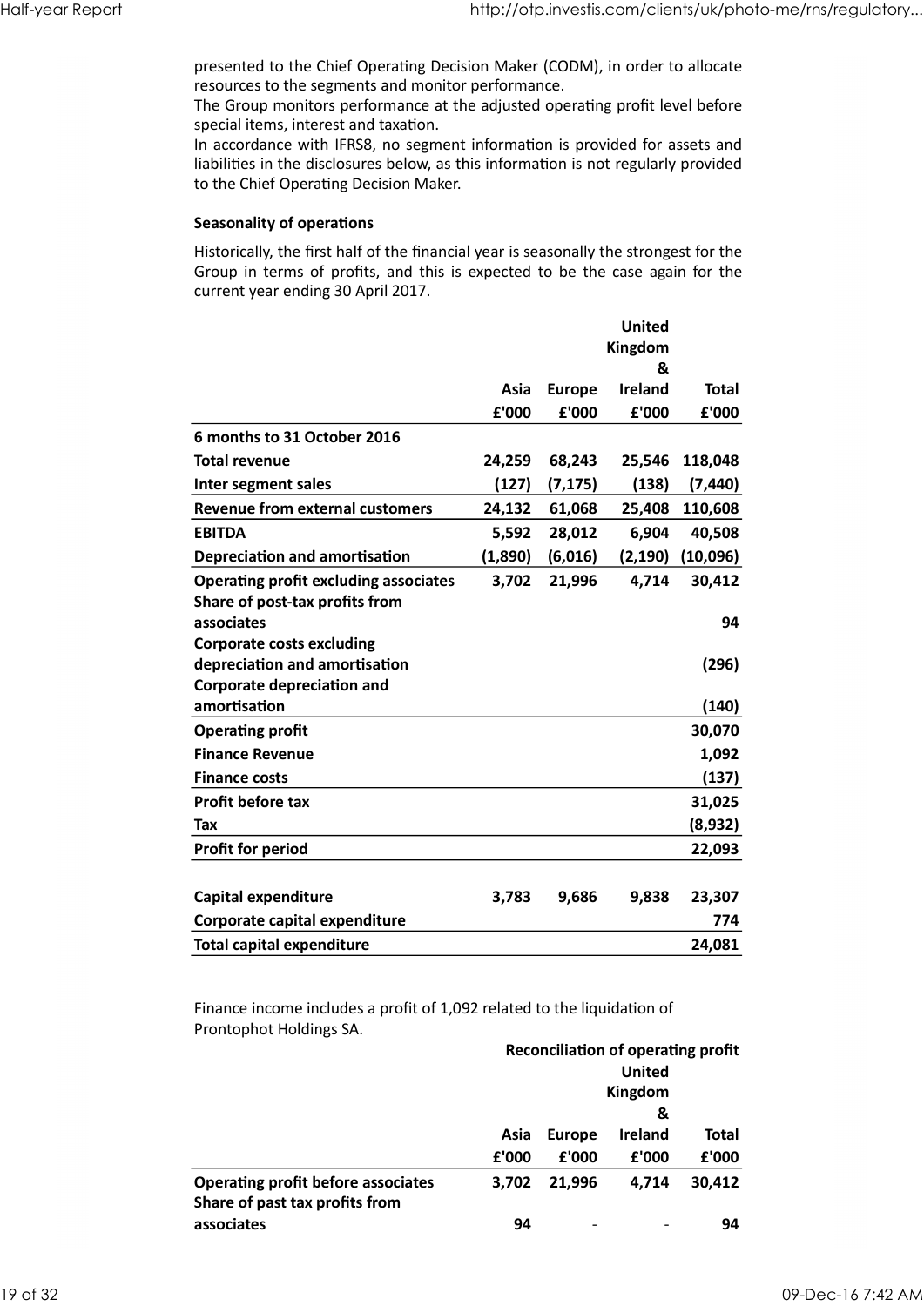presented to the Chief Operating Decision Maker (CODM), in order to allocate resources to the segments and monitor performance.
The Group monitors performance at the adjusted operating profit level before special items, interest and taxation.
In accordance with IFRS8, no segment information is provided for assets and liabilities in the disclosures below, as this information is not regularly provided to the Chief Operating Decision Maker.

**Seasonality of operations**

Historically, the first half of the financial year is seasonally the strongest for the Group in terms of profits, and this is expected to be the case again for the current year ending 30 April 2017.

| | Asia | Europe | United Kingdom & Ireland | Total |
|---|---|---|---|---|
| | £'000 | £'000 | £'000 | £'000 |
| **6 months to 31 October 2016** | | | | |
| **Total revenue** | 24,259 | 68,243 | 25,546 | 118,048 |
| **Inter segment sales** | (127) | (7,175) | (138) | (7,440) |
| **Revenue from external customers** | 24,132 | 61,068 | 25,408 | 110,608 |
| **EBITDA** | 5,592 | 28,012 | 6,904 | 40,508 |
| **Depreciation and amortisation** | (1,890) | (6,016) | (2,190) | (10,096) |
| **Operating profit excluding associates** | 3,702 | 21,996 | 4,714 | 30,412 |
| **Share of post-tax profits from associates** | | | | 94 |
| **Corporate costs excluding depreciation and amortisation** | | | | (296) |
| **Corporate depreciation and amortisation** | | | | (140) |
| **Operating profit** | | | | 30,070 |
| **Finance Revenue** | | | | 1,092 |
| **Finance costs** | | | | (137) |
| **Profit before tax** | | | | 31,025 |
| **Tax** | | | | (8,932) |
| **Profit for period** | | | | 22,093 |
| | | | | |
| **Capital expenditure** | 3,783 | 9,686 | 9,838 | 23,307 |
| **Corporate capital expenditure** | | | | 774 |
| **Total capital expenditure** | | | | 24,081 |

Finance income includes a profit of 1,092 related to the liquidation of Prontophot Holdings SA.

| | Reconciliation of operating profit | | | |
|---|---|---|---|---|
| | Asia | Europe | United Kingdom & Ireland | Total |
| | £'000 | £'000 | £'000 | £'000 |
| **Operating profit before associates** | 3,702 | 21,996 | 4,714 | 30,412 |
| **Share of past tax profits from associates** | 94 | - | - | 94 |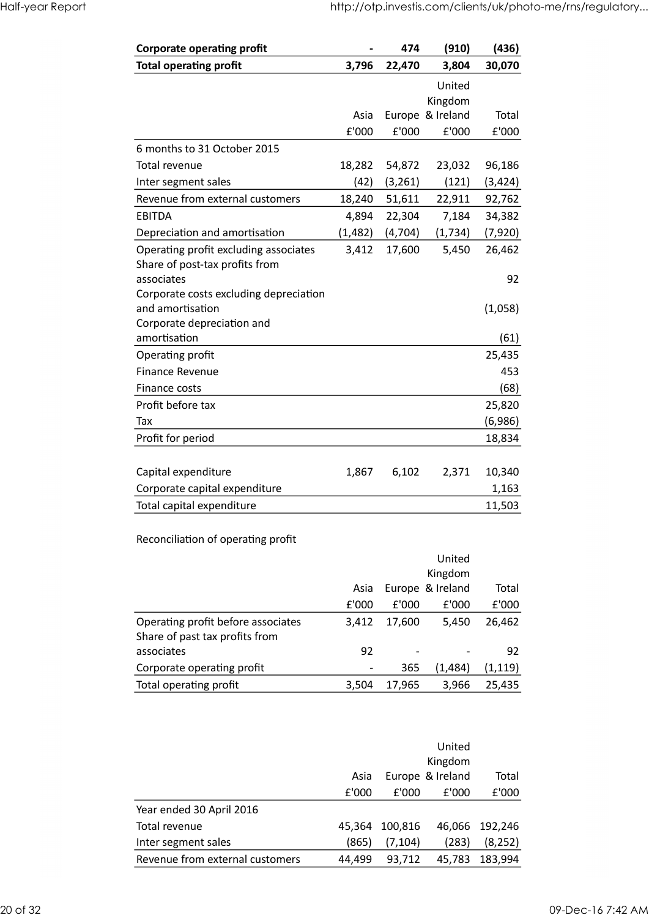| Corporate operating profit | - | 474 | (910) | (436) |
|---|---|---|---|---|
| **Total operating profit** | **3,796** | **22,470** | **3,804** | **30,070** |

| | Asia | Europe | United Kingdom & Ireland | Total |
|---|---|---|---|---|
| | £'000 | £'000 | £'000 | £'000 |
| 6 months to 31 October 2015 | | | | |
| Total revenue | 18,282 | 54,872 | 23,032 | 96,186 |
| Inter segment sales | (42) | (3,261) | (121) | (3,424) |
| Revenue from external customers | 18,240 | 51,611 | 22,911 | 92,762 |
| EBITDA | 4,894 | 22,304 | 7,184 | 34,382 |
| Depreciation and amortisation | (1,482) | (4,704) | (1,734) | (7,920) |
| Operating profit excluding associates | 3,412 | 17,600 | 5,450 | 26,462 |
| Share of post-tax profits from associates | | | | 92 |
| Corporate costs excluding depreciation and amortisation | | | | (1,058) |
| Corporate depreciation and amortisation | | | | (61) |
| Operating profit | | | | 25,435 |
| Finance Revenue | | | | 453 |
| Finance costs | | | | (68) |
| Profit before tax | | | | 25,820 |
| Tax | | | | (6,986) |
| Profit for period | | | | 18,834 |
| | | | | |
| Capital expenditure | 1,867 | 6,102 | 2,371 | 10,340 |
| Corporate capital expenditure | | | | 1,163 |
| Total capital expenditure | | | | 11,503 |

Reconciliation of operating profit

| | Asia | Europe | United Kingdom & Ireland | Total |
|---|---|---|---|---|
| | £'000 | £'000 | £'000 | £'000 |
| Operating profit before associates | 3,412 | 17,600 | 5,450 | 26,462 |
| Share of past tax profits from associates | 92 | - | - | 92 |
| Corporate operating profit | - | 365 | (1,484) | (1,119) |
| Total operating profit | 3,504 | 17,965 | 3,966 | 25,435 |

| | Asia | Europe | United Kingdom & Ireland | Total |
|---|---|---|---|---|
| | £'000 | £'000 | £'000 | £'000 |
| Year ended 30 April 2016 | | | | |
| Total revenue | 45,364 | 100,816 | 46,066 | 192,246 |
| Inter segment sales | (865) | (7,104) | (283) | (8,252) |
| Revenue from external customers | 44,499 | 93,712 | 45,783 | 183,994 |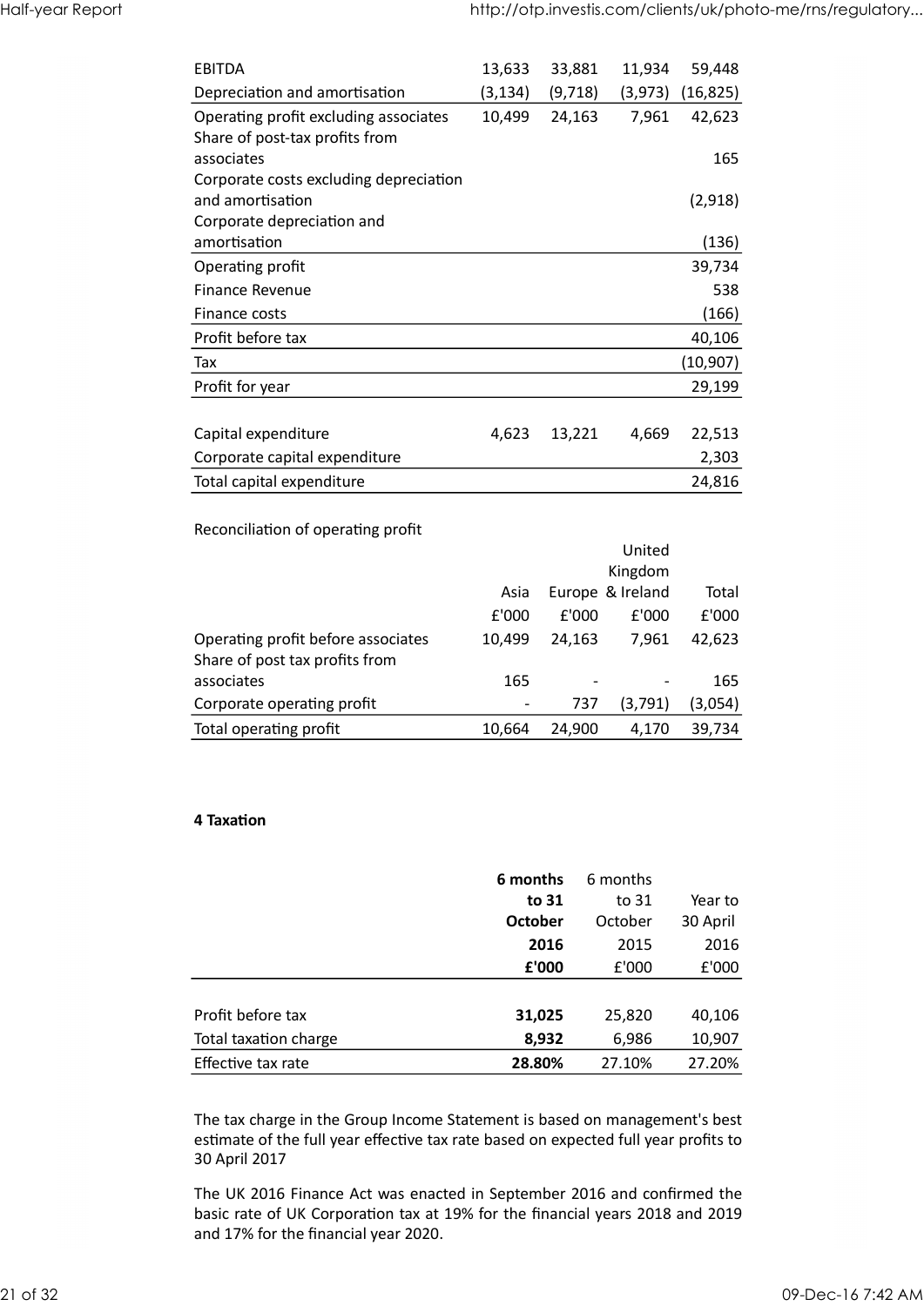| | | | | |
|---|---|---|---|---|
| EBITDA | 13,633 | 33,881 | 11,934 | 59,448 |
| Depreciation and amortisation | (3,134) | (9,718) | (3,973) | (16,825) |
| Operating profit excluding associates | 10,499 | 24,163 | 7,961 | 42,623 |
| Share of post-tax profits from associates | | | | 165 |
| Corporate costs excluding depreciation and amortisation | | | | (2,918) |
| Corporate depreciation and amortisation | | | | (136) |
| Operating profit | | | | 39,734 |
| Finance Revenue | | | | 538 |
| Finance costs | | | | (166) |
| Profit before tax | | | | 40,106 |
| Tax | | | | (10,907) |
| Profit for year | | | | 29,199 |
| | | | | |
| Capital expenditure | 4,623 | 13,221 | 4,669 | 22,513 |
| Corporate capital expenditure | | | | 2,303 |
| Total capital expenditure | | | | 24,816 |

Reconciliation of operating profit

| | Asia | Europe | United Kingdom & Ireland | Total |
|---|---|---|---|---|
| | £'000 | £'000 | £'000 | £'000 |
| Operating profit before associates | 10,499 | 24,163 | 7,961 | 42,623 |
| Share of post tax profits from associates | 165 | - | - | 165 |
| Corporate operating profit | - | 737 | (3,791) | (3,054) |
| Total operating profit | 10,664 | 24,900 | 4,170 | 39,734 |

**4 Taxation**

| | **6 months to 31 October 2016** | 6 months to 31 October 2015 | Year to 30 April 2016 |
|---|---|---|---|
| | **£'000** | £'000 | £'000 |
| Profit before tax | **31,025** | 25,820 | 40,106 |
| Total taxation charge | **8,932** | 6,986 | 10,907 |
| Effective tax rate | **28.80%** | 27.10% | 27.20% |

The tax charge in the Group Income Statement is based on management's best estimate of the full year effective tax rate based on expected full year profits to 30 April 2017

The UK 2016 Finance Act was enacted in September 2016 and confirmed the basic rate of UK Corporation tax at 19% for the financial years 2018 and 2019 and 17% for the financial year 2020.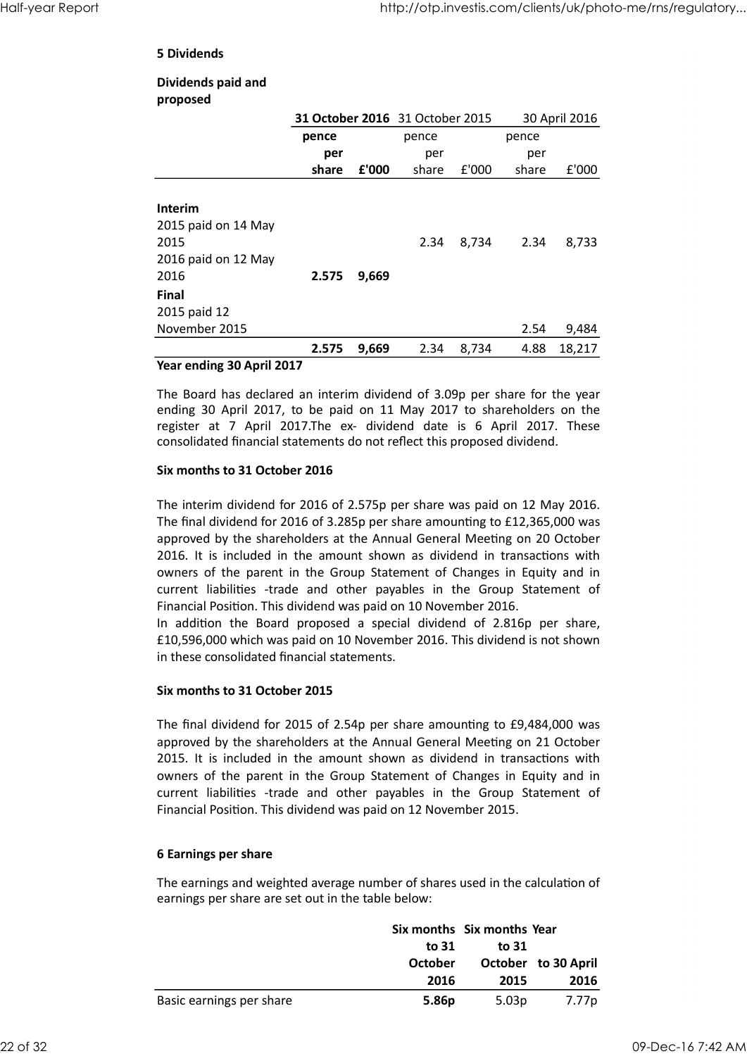## 5 Dividends

**Dividends paid and proposed**

| | **31 October 2016** | | 31 October 2015 | | 30 April 2016 | |
|---|---|---|---|---|---|---|
| | **pence per share** | **£'000** | pence per share | £'000 | pence per share | £'000 |
| **Interim** | | | | | | |
| 2015 paid on 14 May 2015 | | | 2.34 | 8,734 | 2.34 | 8,733 |
| 2016 paid on 12 May 2016 | **2.575** | **9,669** | | | | |
| **Final** | | | | | | |
| 2015 paid 12 November 2015 | | | | | 2.54 | 9,484 |
| | **2.575** | **9,669** | 2.34 | 8,734 | 4.88 | 18,217 |

**Year ending 30 April 2017**

The Board has declared an interim dividend of 3.09p per share for the year ending 30 April 2017, to be paid on 11 May 2017 to shareholders on the register at 7 April 2017.The ex- dividend date is 6 April 2017. These consolidated financial statements do not reflect this proposed dividend.

**Six months to 31 October 2016**

The interim dividend for 2016 of 2.575p per share was paid on 12 May 2016. The final dividend for 2016 of 3.285p per share amounting to £12,365,000 was approved by the shareholders at the Annual General Meeting on 20 October 2016. It is included in the amount shown as dividend in transactions with owners of the parent in the Group Statement of Changes in Equity and in current liabilities -trade and other payables in the Group Statement of Financial Position. This dividend was paid on 10 November 2016.
In addition the Board proposed a special dividend of 2.816p per share, £10,596,000 which was paid on 10 November 2016. This dividend is not shown in these consolidated financial statements.

**Six months to 31 October 2015**

The final dividend for 2015 of 2.54p per share amounting to £9,484,000 was approved by the shareholders at the Annual General Meeting on 21 October 2015. It is included in the amount shown as dividend in transactions with owners of the parent in the Group Statement of Changes in Equity and in current liabilities -trade and other payables in the Group Statement of Financial Position. This dividend was paid on 12 November 2015.

## 6 Earnings per share

The earnings and weighted average number of shares used in the calculation of earnings per share are set out in the table below:

| | **Six months to 31 October 2016** | **Six months to 31 October 2015** | **Year to 30 April 2016** |
|---|---|---|---|
| Basic earnings per share | **5.86p** | 5.03p | 7.77p |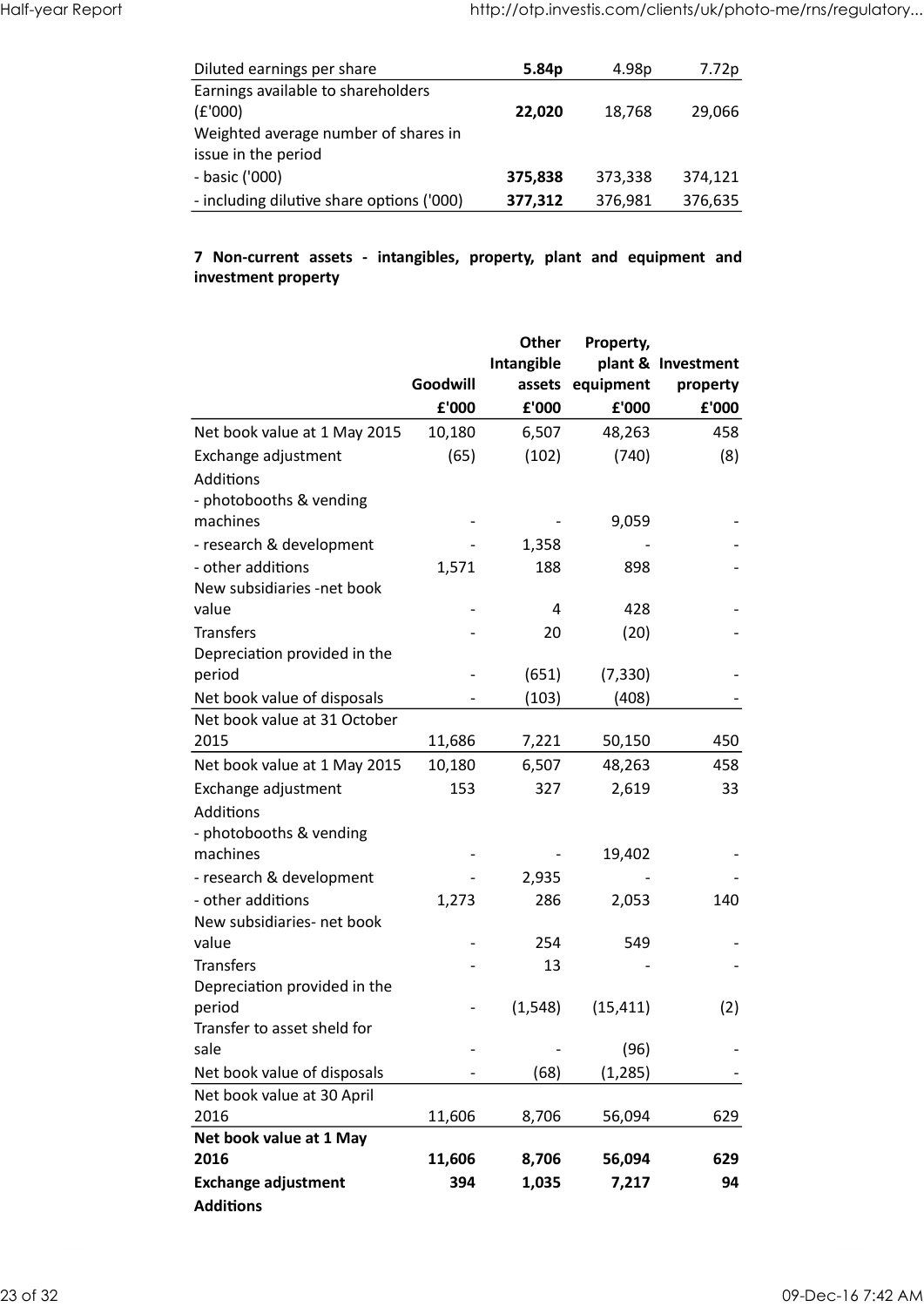| Diluted earnings per share | **5.84p** | 4.98p | 7.72p |
|---|---|---|---|
| Earnings available to shareholders (£'000) | **22,020** | 18,768 | 29,066 |
| Weighted average number of shares in issue in the period | | | |
| - basic ('000) | **375,838** | 373,338 | 374,121 |
| - including dilutive share options ('000) | **377,312** | 376,981 | 376,635 |

**7 Non-current assets - intangibles, property, plant and equipment and investment property**

| | Goodwill | Other Intangible assets | Property, plant & equipment | Investment property |
|---|---|---|---|---|
| | £'000 | £'000 | £'000 | £'000 |
| Net book value at 1 May 2015 | 10,180 | 6,507 | 48,263 | 458 |
| Exchange adjustment | (65) | (102) | (740) | (8) |
| Additions | | | | |
| - photobooths & vending machines | - | - | 9,059 | - |
| - research & development | - | 1,358 | - | - |
| - other additions | 1,571 | 188 | 898 | - |
| New subsidiaries -net book value | - | 4 | 428 | - |
| Transfers | - | 20 | (20) | - |
| Depreciation provided in the period | - | (651) | (7,330) | - |
| Net book value of disposals | - | (103) | (408) | - |
| Net book value at 31 October 2015 | 11,686 | 7,221 | 50,150 | 450 |
| Net book value at 1 May 2015 | 10,180 | 6,507 | 48,263 | 458 |
| Exchange adjustment | 153 | 327 | 2,619 | 33 |
| Additions | | | | |
| - photobooths & vending machines | - | - | 19,402 | - |
| - research & development | - | 2,935 | - | - |
| - other additions | 1,273 | 286 | 2,053 | 140 |
| New subsidiaries- net book value | - | 254 | 549 | - |
| Transfers | - | 13 | - | - |
| Depreciation provided in the period | - | (1,548) | (15,411) | (2) |
| Transfer to asset sheld for sale | - | - | (96) | - |
| Net book value of disposals | - | (68) | (1,285) | - |
| Net book value at 30 April 2016 | 11,606 | 8,706 | 56,094 | 629 |
| **Net book value at 1 May 2016** | **11,606** | **8,706** | **56,094** | **629** |
| **Exchange adjustment** | **394** | **1,035** | **7,217** | **94** |
| **Additions** | | | | |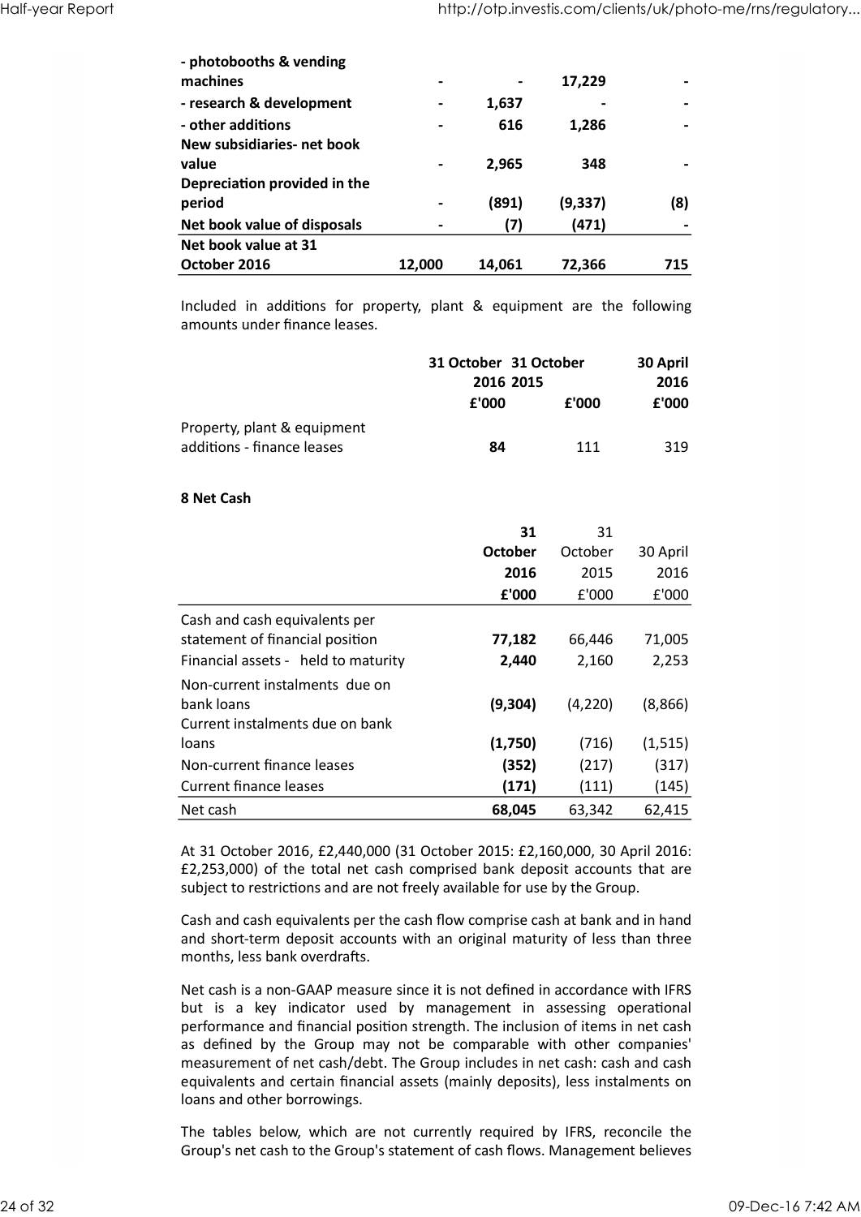| | | | | |
|---|---|---|---|---|
| **- photobooths & vending machines** | **-** | **-** | **17,229** | **-** |
| **- research & development** | **-** | **1,637** | **-** | **-** |
| **- other additions** | **-** | **616** | **1,286** | **-** |
| **New subsidiaries- net book value** | **-** | **2,965** | **348** | **-** |
| **Depreciation provided in the period** | **-** | **(891)** | **(9,337)** | **(8)** |
| **Net book value of disposals** | **-** | **(7)** | **(471)** | **-** |
| **Net book value at 31 October 2016** | **12,000** | **14,061** | **72,366** | **715** |

Included in additions for property, plant & equipment are the following amounts under finance leases.

| | **31 October 2016** | **31 October 2015** | **30 April 2016** |
|---|---|---|---|
| | **£'000** | **£'000** | **£'000** |
| Property, plant & equipment additions - finance leases | **84** | 111 | 319 |

**8 Net Cash**

| | **31 October 2016** | 31 October 2015 | 30 April 2016 |
|---|---|---|---|
| | **£'000** | £'000 | £'000 |
| Cash and cash equivalents per statement of financial position | **77,182** | 66,446 | 71,005 |
| Financial assets - held to maturity | **2,440** | 2,160 | 2,253 |
| Non-current instalments due on bank loans | **(9,304)** | (4,220) | (8,866) |
| Current instalments due on bank loans | **(1,750)** | (716) | (1,515) |
| Non-current finance leases | **(352)** | (217) | (317) |
| Current finance leases | **(171)** | (111) | (145) |
| Net cash | **68,045** | 63,342 | 62,415 |

At 31 October 2016, £2,440,000 (31 October 2015: £2,160,000, 30 April 2016: £2,253,000) of the total net cash comprised bank deposit accounts that are subject to restrictions and are not freely available for use by the Group.

Cash and cash equivalents per the cash flow comprise cash at bank and in hand and short-term deposit accounts with an original maturity of less than three months, less bank overdrafts.

Net cash is a non-GAAP measure since it is not defined in accordance with IFRS but is a key indicator used by management in assessing operational performance and financial position strength. The inclusion of items in net cash as defined by the Group may not be comparable with other companies' measurement of net cash/debt. The Group includes in net cash: cash and cash equivalents and certain financial assets (mainly deposits), less instalments on loans and other borrowings.

The tables below, which are not currently required by IFRS, reconcile the Group's net cash to the Group's statement of cash flows. Management believes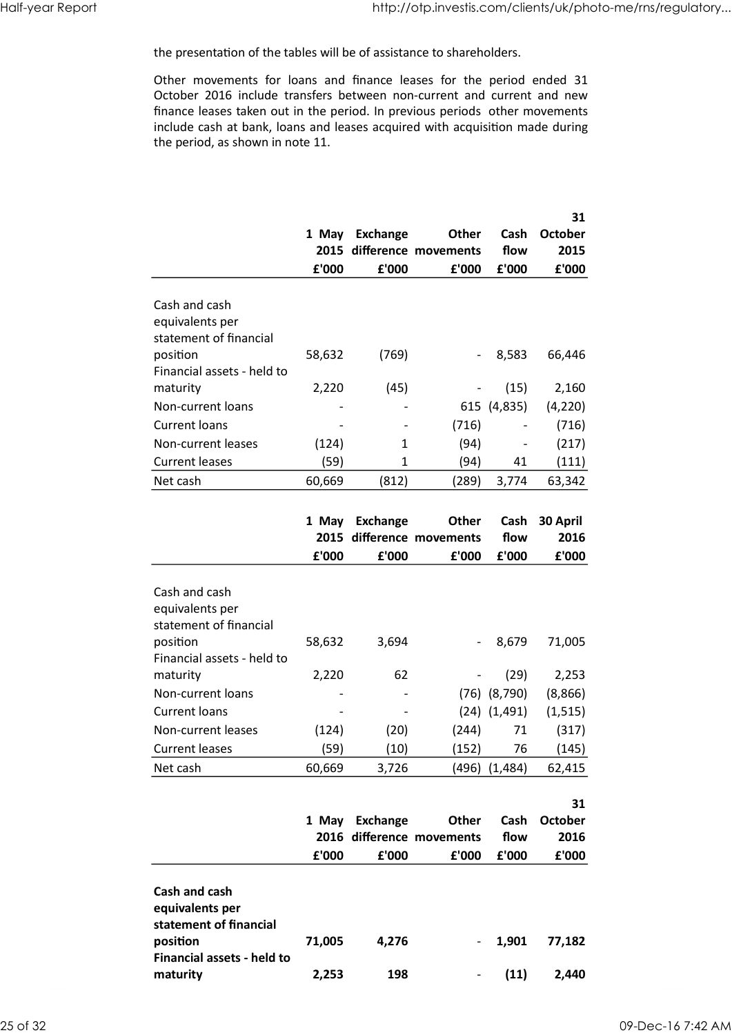the presentation of the tables will be of assistance to shareholders.

Other movements for loans and finance leases for the period ended 31 October 2016 include transfers between non-current and current and new finance leases taken out in the period. In previous periods other movements include cash at bank, loans and leases acquired with acquisition made during the period, as shown in note 11.

| | 1 May 2015 | Exchange difference | Other movements | Cash flow | 31 October 2015 |
|---|---|---|---|---|---|
| | £'000 | £'000 | £'000 | £'000 | £'000 |
| Cash and cash equivalents per statement of financial position | 58,632 | (769) | - | 8,583 | 66,446 |
| Financial assets - held to maturity | 2,220 | (45) | - | (15) | 2,160 |
| Non-current loans | - | - | 615 | (4,835) | (4,220) |
| Current loans | - | - | (716) | - | (716) |
| Non-current leases | (124) | 1 | (94) | - | (217) |
| Current leases | (59) | 1 | (94) | 41 | (111) |
| Net cash | 60,669 | (812) | (289) | 3,774 | 63,342 |

| | 1 May 2015 | Exchange difference | Other movements | Cash flow | 30 April 2016 |
|---|---|---|---|---|---|
| | £'000 | £'000 | £'000 | £'000 | £'000 |
| Cash and cash equivalents per statement of financial position | 58,632 | 3,694 | - | 8,679 | 71,005 |
| Financial assets - held to maturity | 2,220 | 62 | - | (29) | 2,253 |
| Non-current loans | - | - | (76) | (8,790) | (8,866) |
| Current loans | - | - | (24) | (1,491) | (1,515) |
| Non-current leases | (124) | (20) | (244) | 71 | (317) |
| Current leases | (59) | (10) | (152) | 76 | (145) |
| Net cash | 60,669 | 3,726 | (496) | (1,484) | 62,415 |

| | 1 May 2016 | Exchange difference | Other movements | Cash flow | 31 October 2016 |
|---|---|---|---|---|---|
| | £'000 | £'000 | £'000 | £'000 | £'000 |
| **Cash and cash equivalents per statement of financial position** | **71,005** | **4,276** | - | **1,901** | **77,182** |
| **Financial assets - held to maturity** | **2,253** | **198** | - | **(11)** | **2,440** |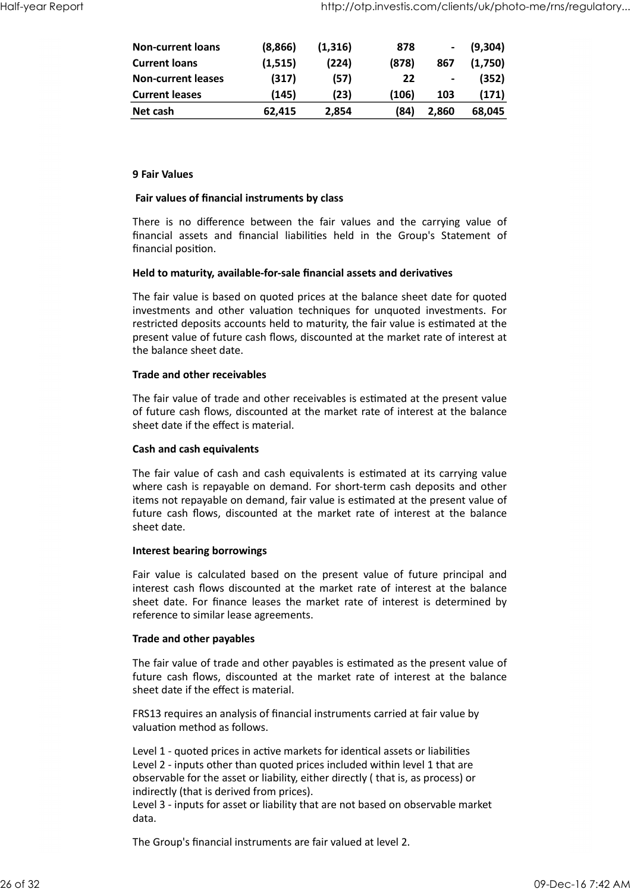| | | | | | |
|---|---|---|---|---|---|
| **Non-current loans** | **(8,866)** | **(1,316)** | **878** | **-** | **(9,304)** |
| **Current loans** | **(1,515)** | **(224)** | **(878)** | **867** | **(1,750)** |
| **Non-current leases** | **(317)** | **(57)** | **22** | **-** | **(352)** |
| **Current leases** | **(145)** | **(23)** | **(106)** | **103** | **(171)** |
| **Net cash** | **62,415** | **2,854** | **(84)** | **2,860** | **68,045** |

**9 Fair Values**

**Fair values of financial instruments by class**

There is no difference between the fair values and the carrying value of financial assets and financial liabilities held in the Group's Statement of financial position.

**Held to maturity, available-for-sale financial assets and derivatives**

The fair value is based on quoted prices at the balance sheet date for quoted investments and other valuation techniques for unquoted investments. For restricted deposits accounts held to maturity, the fair value is estimated at the present value of future cash flows, discounted at the market rate of interest at the balance sheet date.

**Trade and other receivables**

The fair value of trade and other receivables is estimated at the present value of future cash flows, discounted at the market rate of interest at the balance sheet date if the effect is material.

**Cash and cash equivalents**

The fair value of cash and cash equivalents is estimated at its carrying value where cash is repayable on demand. For short-term cash deposits and other items not repayable on demand, fair value is estimated at the present value of future cash flows, discounted at the market rate of interest at the balance sheet date.

**Interest bearing borrowings**

Fair value is calculated based on the present value of future principal and interest cash flows discounted at the market rate of interest at the balance sheet date. For finance leases the market rate of interest is determined by reference to similar lease agreements.

**Trade and other payables**

The fair value of trade and other payables is estimated as the present value of future cash flows, discounted at the market rate of interest at the balance sheet date if the effect is material.

FRS13 requires an analysis of financial instruments carried at fair value by valuation method as follows.

Level 1 - quoted prices in active markets for identical assets or liabilities
Level 2 - inputs other than quoted prices included within level 1 that are observable for the asset or liability, either directly ( that is, as process) or indirectly (that is derived from prices).
Level 3 - inputs for asset or liability that are not based on observable market data.

The Group's financial instruments are fair valued at level 2.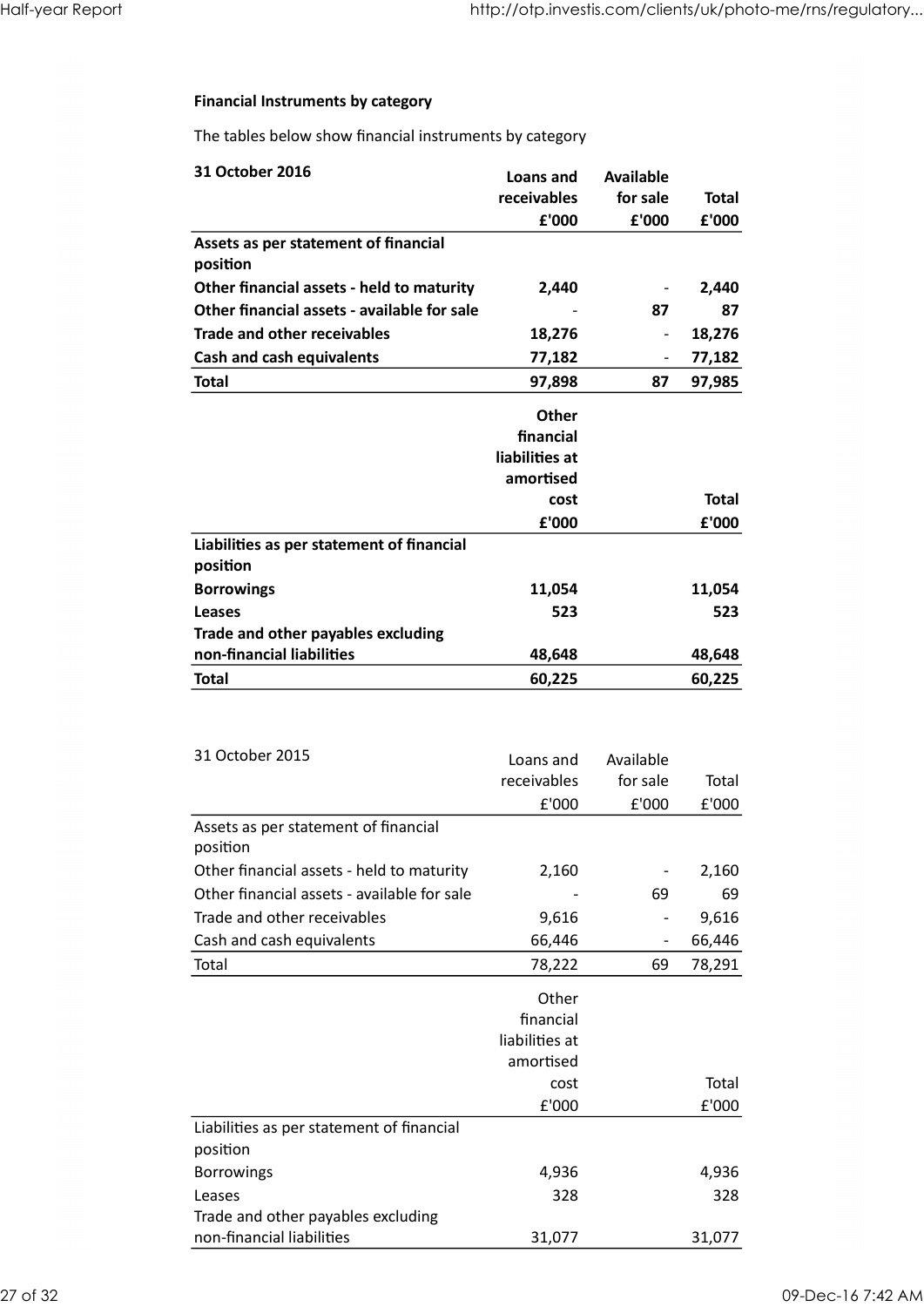**Financial Instruments by category**

The tables below show financial instruments by category

| **31 October 2016** | **Loans and receivables £'000** | **Available for sale £'000** | **Total £'000** |
|---|---|---|---|
| **Assets as per statement of financial position** | | | |
| **Other financial assets - held to maturity** | **2,440** | - | **2,440** |
| **Other financial assets - available for sale** | - | **87** | **87** |
| **Trade and other receivables** | **18,276** | - | **18,276** |
| **Cash and cash equivalents** | **77,182** | - | **77,182** |
| **Total** | **97,898** | **87** | **97,985** |

| | **Other financial liabilities at amortised cost £'000** | **Total £'000** |
|---|---|---|
| **Liabilities as per statement of financial position** | | |
| **Borrowings** | **11,054** | **11,054** |
| **Leases** | **523** | **523** |
| **Trade and other payables excluding non-financial liabilities** | **48,648** | **48,648** |
| **Total** | **60,225** | **60,225** |

| 31 October 2015 | Loans and receivables £'000 | Available for sale £'000 | Total £'000 |
|---|---|---|---|
| Assets as per statement of financial position | | | |
| Other financial assets - held to maturity | 2,160 | - | 2,160 |
| Other financial assets - available for sale | - | 69 | 69 |
| Trade and other receivables | 9,616 | - | 9,616 |
| Cash and cash equivalents | 66,446 | - | 66,446 |
| Total | 78,222 | 69 | 78,291 |

| | Other financial liabilities at amortised cost £'000 | Total £'000 |
|---|---|---|
| Liabilities as per statement of financial position | | |
| Borrowings | 4,936 | 4,936 |
| Leases | 328 | 328 |
| Trade and other payables excluding non-financial liabilities | 31,077 | 31,077 |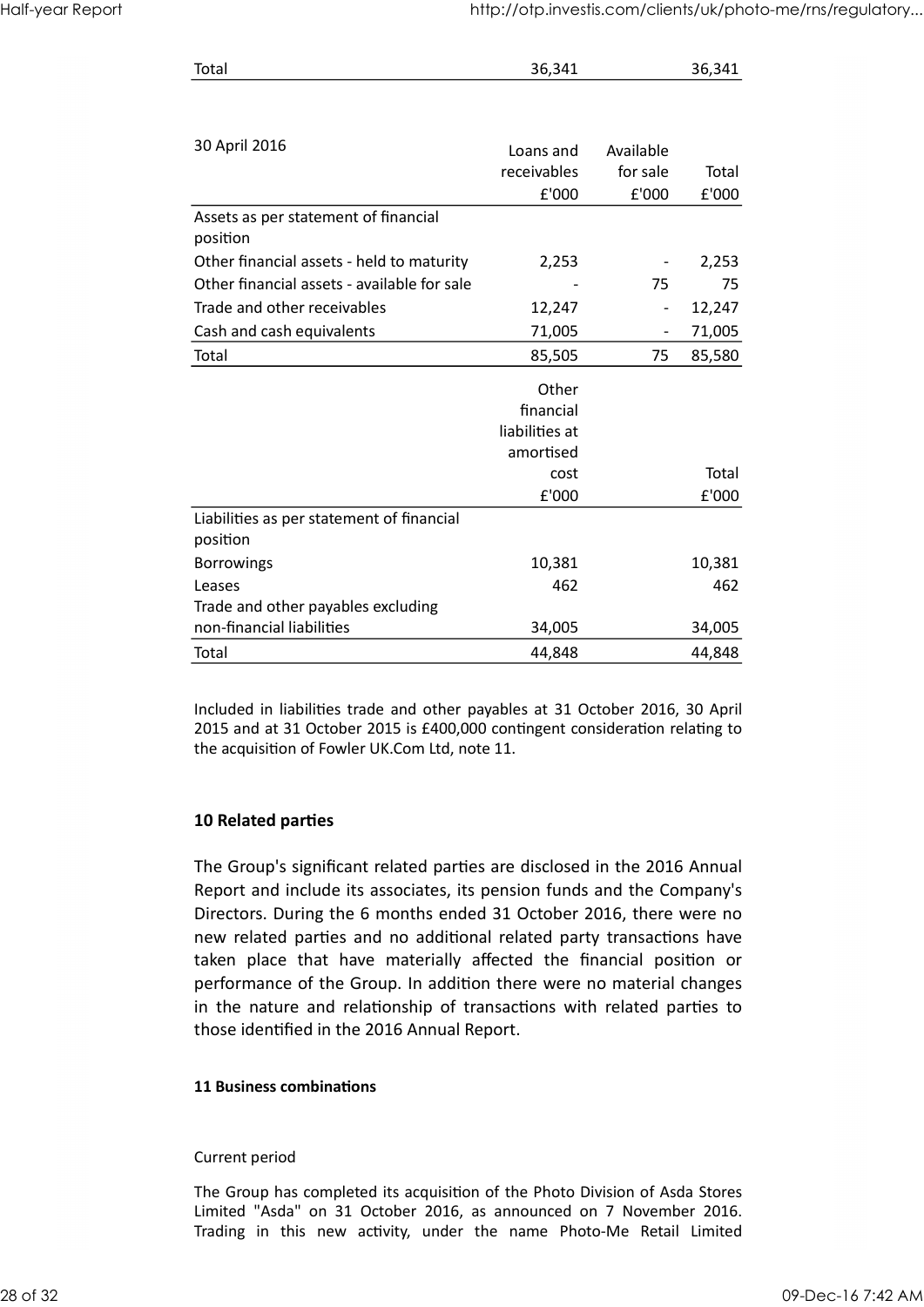| Total | 36,341 | | 36,341 |
|---|---|---|---|

| 30 April 2016 | Loans and receivables £'000 | Available for sale £'000 | Total £'000 |
|---|---|---|---|
| Assets as per statement of financial position | | | |
| Other financial assets - held to maturity | 2,253 | - | 2,253 |
| Other financial assets - available for sale | - | 75 | 75 |
| Trade and other receivables | 12,247 | - | 12,247 |
| Cash and cash equivalents | 71,005 | - | 71,005 |
| Total | 85,505 | 75 | 85,580 |

| | Other financial liabilities at amortised cost £'000 | Total £'000 |
|---|---|---|
| Liabilities as per statement of financial position | | |
| Borrowings | 10,381 | 10,381 |
| Leases | 462 | 462 |
| Trade and other payables excluding non-financial liabilities | 34,005 | 34,005 |
| Total | 44,848 | 44,848 |

Included in liabilities trade and other payables at 31 October 2016, 30 April 2015 and at 31 October 2015 is £400,000 contingent consideration relating to the acquisition of Fowler UK.Com Ltd, note 11.

## 10 Related parties

The Group's significant related parties are disclosed in the 2016 Annual Report and include its associates, its pension funds and the Company's Directors. During the 6 months ended 31 October 2016, there were no new related parties and no additional related party transactions have taken place that have materially affected the financial position or performance of the Group. In addition there were no material changes in the nature and relationship of transactions with related parties to those identified in the 2016 Annual Report.

## 11 Business combinations

Current period

The Group has completed its acquisition of the Photo Division of Asda Stores Limited "Asda" on 31 October 2016, as announced on 7 November 2016. Trading in this new activity, under the name Photo-Me Retail Limited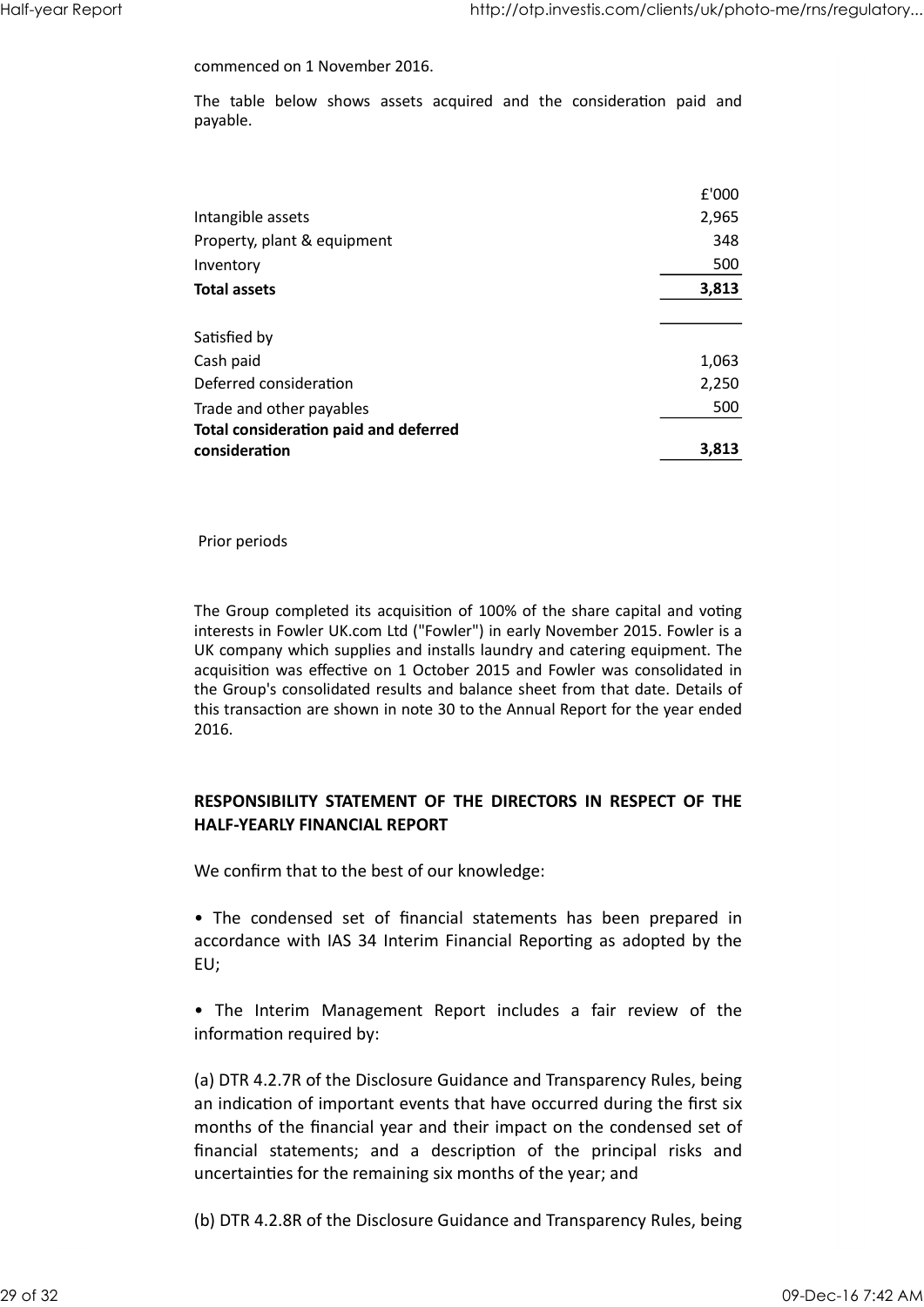commenced on 1 November 2016.

The table below shows assets acquired and the consideration paid and payable.

| | £'000 |
|---|---|
| Intangible assets | 2,965 |
| Property, plant & equipment | 348 |
| Inventory | 500 |
| **Total assets** | **3,813** |
| | |
| Satisfied by | |
| Cash paid | 1,063 |
| Deferred consideration | 2,250 |
| Trade and other payables | 500 |
| **Total consideration paid and deferred consideration** | **3,813** |

Prior periods

The Group completed its acquisition of 100% of the share capital and voting interests in Fowler UK.com Ltd ("Fowler") in early November 2015. Fowler is a UK company which supplies and installs laundry and catering equipment. The acquisition was effective on 1 October 2015 and Fowler was consolidated in the Group's consolidated results and balance sheet from that date. Details of this transaction are shown in note 30 to the Annual Report for the year ended 2016.

## RESPONSIBILITY STATEMENT OF THE DIRECTORS IN RESPECT OF THE HALF-YEARLY FINANCIAL REPORT

We confirm that to the best of our knowledge:

• The condensed set of financial statements has been prepared in accordance with IAS 34 Interim Financial Reporting as adopted by the EU;

• The Interim Management Report includes a fair review of the information required by:

(a) DTR 4.2.7R of the Disclosure Guidance and Transparency Rules, being an indication of important events that have occurred during the first six months of the financial year and their impact on the condensed set of financial statements; and a description of the principal risks and uncertainties for the remaining six months of the year; and

(b) DTR 4.2.8R of the Disclosure Guidance and Transparency Rules, being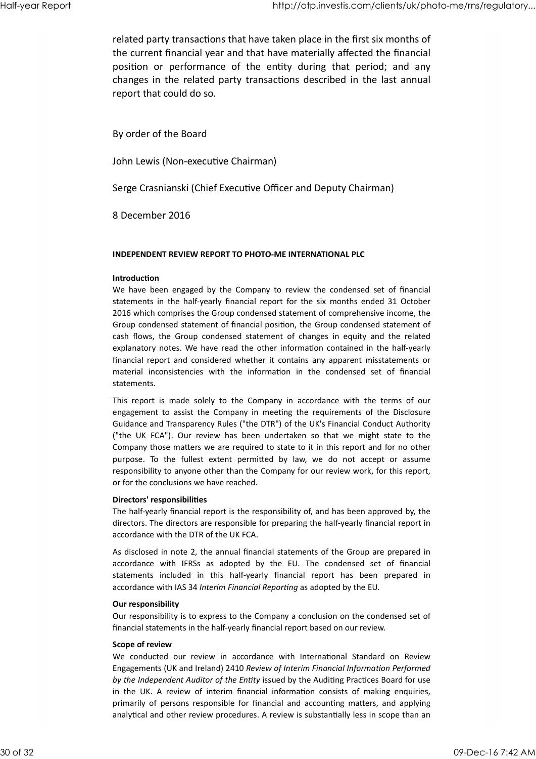related party transactions that have taken place in the first six months of the current financial year and that have materially affected the financial position or performance of the entity during that period; and any changes in the related party transactions described in the last annual report that could do so.

By order of the Board

John Lewis (Non-executive Chairman)

Serge Crasnianski (Chief Executive Officer and Deputy Chairman)

8 December 2016

**INDEPENDENT REVIEW REPORT TO PHOTO-ME INTERNATIONAL PLC**

**Introduction**

We have been engaged by the Company to review the condensed set of financial statements in the half-yearly financial report for the six months ended 31 October 2016 which comprises the Group condensed statement of comprehensive income, the Group condensed statement of financial position, the Group condensed statement of cash flows, the Group condensed statement of changes in equity and the related explanatory notes. We have read the other information contained in the half-yearly financial report and considered whether it contains any apparent misstatements or material inconsistencies with the information in the condensed set of financial statements.

This report is made solely to the Company in accordance with the terms of our engagement to assist the Company in meeting the requirements of the Disclosure Guidance and Transparency Rules ("the DTR") of the UK's Financial Conduct Authority ("the UK FCA"). Our review has been undertaken so that we might state to the Company those matters we are required to state to it in this report and for no other purpose. To the fullest extent permitted by law, we do not accept or assume responsibility to anyone other than the Company for our review work, for this report, or for the conclusions we have reached.

**Directors' responsibilities**

The half-yearly financial report is the responsibility of, and has been approved by, the directors. The directors are responsible for preparing the half-yearly financial report in accordance with the DTR of the UK FCA.

As disclosed in note 2, the annual financial statements of the Group are prepared in accordance with IFRSs as adopted by the EU. The condensed set of financial statements included in this half-yearly financial report has been prepared in accordance with IAS 34 *Interim Financial Reporting* as adopted by the EU.

**Our responsibility**

Our responsibility is to express to the Company a conclusion on the condensed set of financial statements in the half-yearly financial report based on our review.

**Scope of review**

We conducted our review in accordance with International Standard on Review Engagements (UK and Ireland) 2410 *Review of Interim Financial Information Performed by the Independent Auditor of the Entity* issued by the Auditing Practices Board for use in the UK. A review of interim financial information consists of making enquiries, primarily of persons responsible for financial and accounting matters, and applying analytical and other review procedures. A review is substantially less in scope than an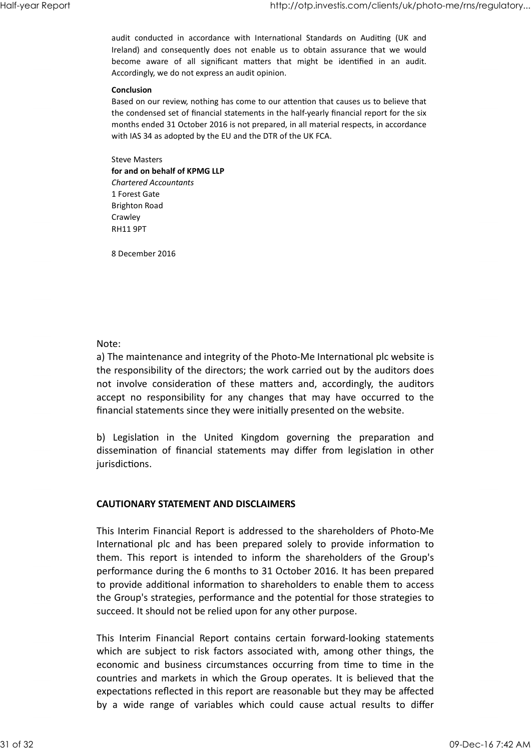audit conducted in accordance with International Standards on Auditing (UK and Ireland) and consequently does not enable us to obtain assurance that we would become aware of all significant matters that might be identified in an audit. Accordingly, we do not express an audit opinion.

**Conclusion**

Based on our review, nothing has come to our attention that causes us to believe that the condensed set of financial statements in the half-yearly financial report for the six months ended 31 October 2016 is not prepared, in all material respects, in accordance with IAS 34 as adopted by the EU and the DTR of the UK FCA.

Steve Masters
**for and on behalf of KPMG LLP**
*Chartered Accountants*
1 Forest Gate
Brighton Road
Crawley
RH11 9PT

8 December 2016

Note:

a) The maintenance and integrity of the Photo-Me International plc website is the responsibility of the directors; the work carried out by the auditors does not involve consideration of these matters and, accordingly, the auditors accept no responsibility for any changes that may have occurred to the financial statements since they were initially presented on the website.

b) Legislation in the United Kingdom governing the preparation and dissemination of financial statements may differ from legislation in other jurisdictions.

**CAUTIONARY STATEMENT AND DISCLAIMERS**

This Interim Financial Report is addressed to the shareholders of Photo-Me International plc and has been prepared solely to provide information to them. This report is intended to inform the shareholders of the Group's performance during the 6 months to 31 October 2016. It has been prepared to provide additional information to shareholders to enable them to access the Group's strategies, performance and the potential for those strategies to succeed. It should not be relied upon for any other purpose.

This Interim Financial Report contains certain forward-looking statements which are subject to risk factors associated with, among other things, the economic and business circumstances occurring from time to time in the countries and markets in which the Group operates. It is believed that the expectations reflected in this report are reasonable but they may be affected by a wide range of variables which could cause actual results to differ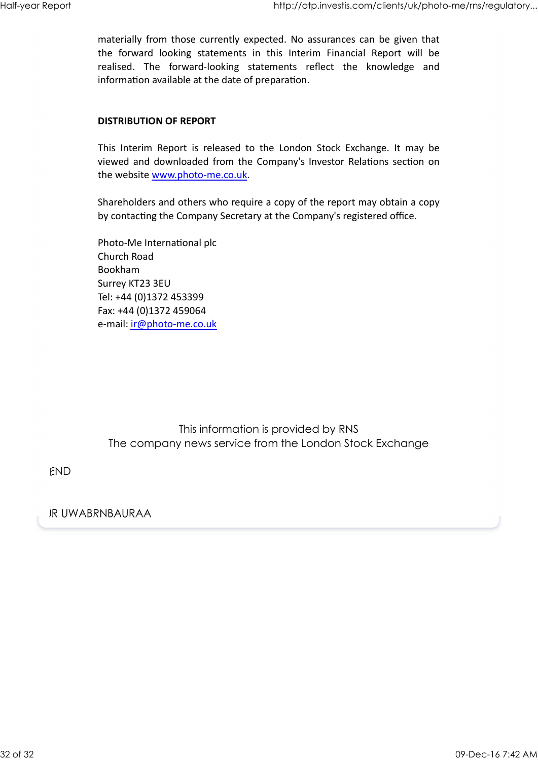materially from those currently expected. No assurances can be given that the forward looking statements in this Interim Financial Report will be realised. The forward-looking statements reflect the knowledge and information available at the date of preparation.

**DISTRIBUTION OF REPORT**

This Interim Report is released to the London Stock Exchange. It may be viewed and downloaded from the Company's Investor Relations section on the website www.photo-me.co.uk.

Shareholders and others who require a copy of the report may obtain a copy by contacting the Company Secretary at the Company's registered office.

Photo-Me International plc
Church Road
Bookham
Surrey KT23 3EU
Tel: +44 (0)1372 453399
Fax: +44 (0)1372 459064
e-mail: ir@photo-me.co.uk

This information is provided by RNS
The company news service from the London Stock Exchange

END

IR UWABRNBAURAA